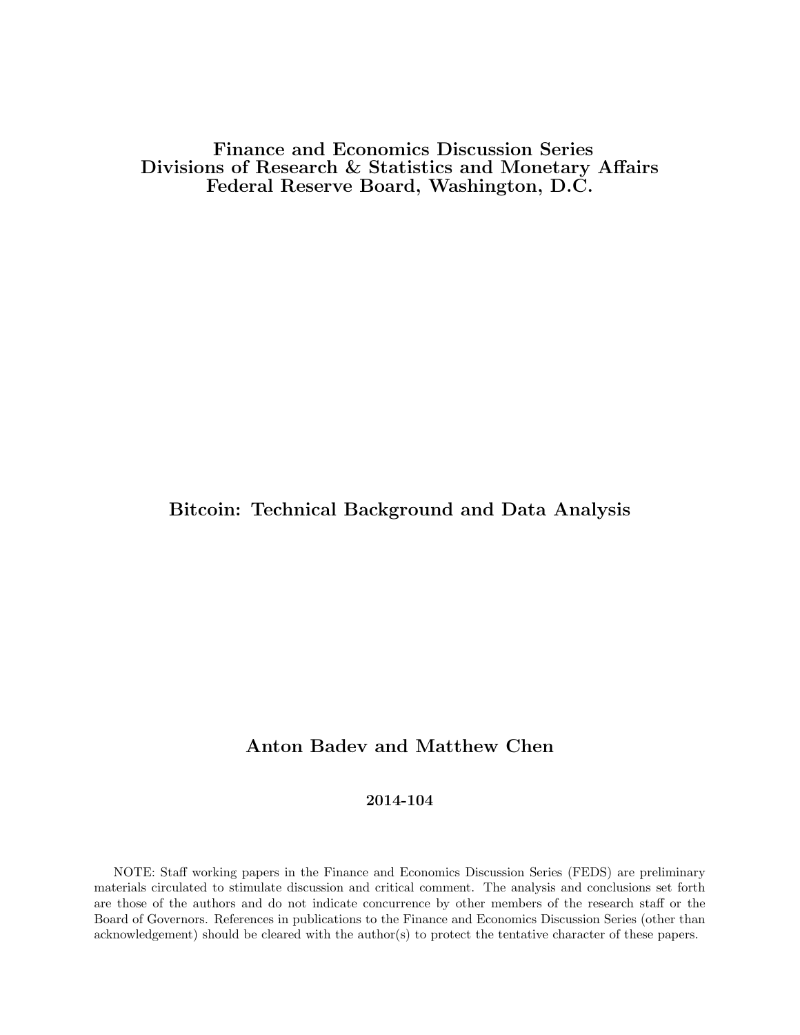**Finance and Economics Discussion Series**
**Divisions of Research & Statistics and Monetary Affairs**
**Federal Reserve Board, Washington, D.C.**

# Bitcoin: Technical Background and Data Analysis

**Anton Badev and Matthew Chen**

**2014-104**

NOTE: Staff working papers in the Finance and Economics Discussion Series (FEDS) are preliminary materials circulated to stimulate discussion and critical comment. The analysis and conclusions set forth are those of the authors and do not indicate concurrence by other members of the research staff or the Board of Governors. References in publications to the Finance and Economics Discussion Series (other than acknowledgement) should be cleared with the author(s) to protect the tentative character of these papers.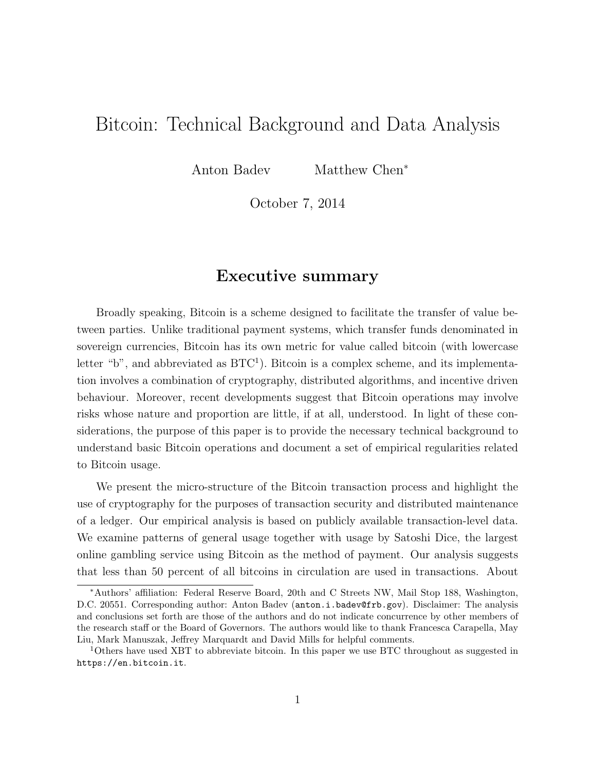# Bitcoin: Technical Background and Data Analysis

Anton Badev Matthew Chen*

October 7, 2014

## Executive summary

Broadly speaking, Bitcoin is a scheme designed to facilitate the transfer of value between parties. Unlike traditional payment systems, which transfer funds denominated in sovereign currencies, Bitcoin has its own metric for value called bitcoin (with lowercase letter "b", and abbreviated as BTC[1]). Bitcoin is a complex scheme, and its implementation involves a combination of cryptography, distributed algorithms, and incentive driven behaviour. Moreover, recent developments suggest that Bitcoin operations may involve risks whose nature and proportion are little, if at all, understood. In light of these considerations, the purpose of this paper is to provide the necessary technical background to understand basic Bitcoin operations and document a set of empirical regularities related to Bitcoin usage.

We present the micro-structure of the Bitcoin transaction process and highlight the use of cryptography for the purposes of transaction security and distributed maintenance of a ledger. Our empirical analysis is based on publicly available transaction-level data. We examine patterns of general usage together with usage by Satoshi Dice, the largest online gambling service using Bitcoin as the method of payment. Our analysis suggests that less than 50 percent of all bitcoins in circulation are used in transactions. About

---

*Authors' affiliation: Federal Reserve Board, 20th and C Streets NW, Mail Stop 188, Washington, D.C. 20551. Corresponding author: Anton Badev (anton.i.badev@frb.gov). Disclaimer: The analysis and conclusions set forth are those of the authors and do not indicate concurrence by other members of the research staff or the Board of Governors. The authors would like to thank Francesca Carapella, May Liu, Mark Manuszak, Jeffrey Marquardt and David Mills for helpful comments.

[1] Others have used XBT to abbreviate bitcoin. In this paper we use BTC throughout as suggested in https://en.bitcoin.it.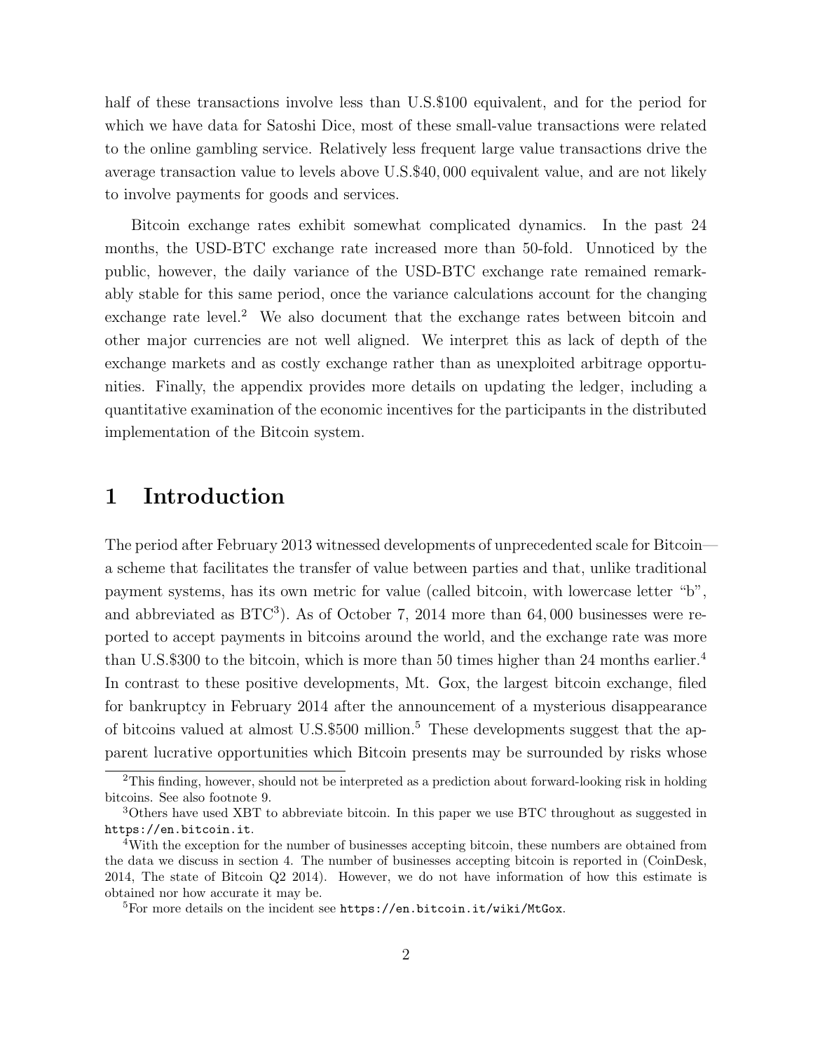half of these transactions involve less than U.S.$100 equivalent, and for the period for which we have data for Satoshi Dice, most of these small-value transactions were related to the online gambling service. Relatively less frequent large value transactions drive the average transaction value to levels above U.S.$40,000 equivalent value, and are not likely to involve payments for goods and services.

Bitcoin exchange rates exhibit somewhat complicated dynamics. In the past 24 months, the USD-BTC exchange rate increased more than 50-fold. Unnoticed by the public, however, the daily variance of the USD-BTC exchange rate remained remarkably stable for this same period, once the variance calculations account for the changing exchange rate level.[2] We also document that the exchange rates between bitcoin and other major currencies are not well aligned. We interpret this as lack of depth of the exchange markets and as costly exchange rather than as unexploited arbitrage opportunities. Finally, the appendix provides more details on updating the ledger, including a quantitative examination of the economic incentives for the participants in the distributed implementation of the Bitcoin system.

# 1 Introduction

The period after February 2013 witnessed developments of unprecedented scale for Bitcoin—a scheme that facilitates the transfer of value between parties and that, unlike traditional payment systems, has its own metric for value (called bitcoin, with lowercase letter "b", and abbreviated as BTC[3]). As of October 7, 2014 more than 64,000 businesses were reported to accept payments in bitcoins around the world, and the exchange rate was more than U.S.$300 to the bitcoin, which is more than 50 times higher than 24 months earlier.[4] In contrast to these positive developments, Mt. Gox, the largest bitcoin exchange, filed for bankruptcy in February 2014 after the announcement of a mysterious disappearance of bitcoins valued at almost U.S.$500 million.[5] These developments suggest that the apparent lucrative opportunities which Bitcoin presents may be surrounded by risks whose

[2] This finding, however, should not be interpreted as a prediction about forward-looking risk in holding bitcoins. See also footnote 9.

[3] Others have used XBT to abbreviate bitcoin. In this paper we use BTC throughout as suggested in https://en.bitcoin.it.

[4] With the exception for the number of businesses accepting bitcoin, these numbers are obtained from the data we discuss in section 4. The number of businesses accepting bitcoin is reported in (CoinDesk, 2014, The state of Bitcoin Q2 2014). However, we do not have information of how this estimate is obtained nor how accurate it may be.

[5] For more details on the incident see https://en.bitcoin.it/wiki/MtGox.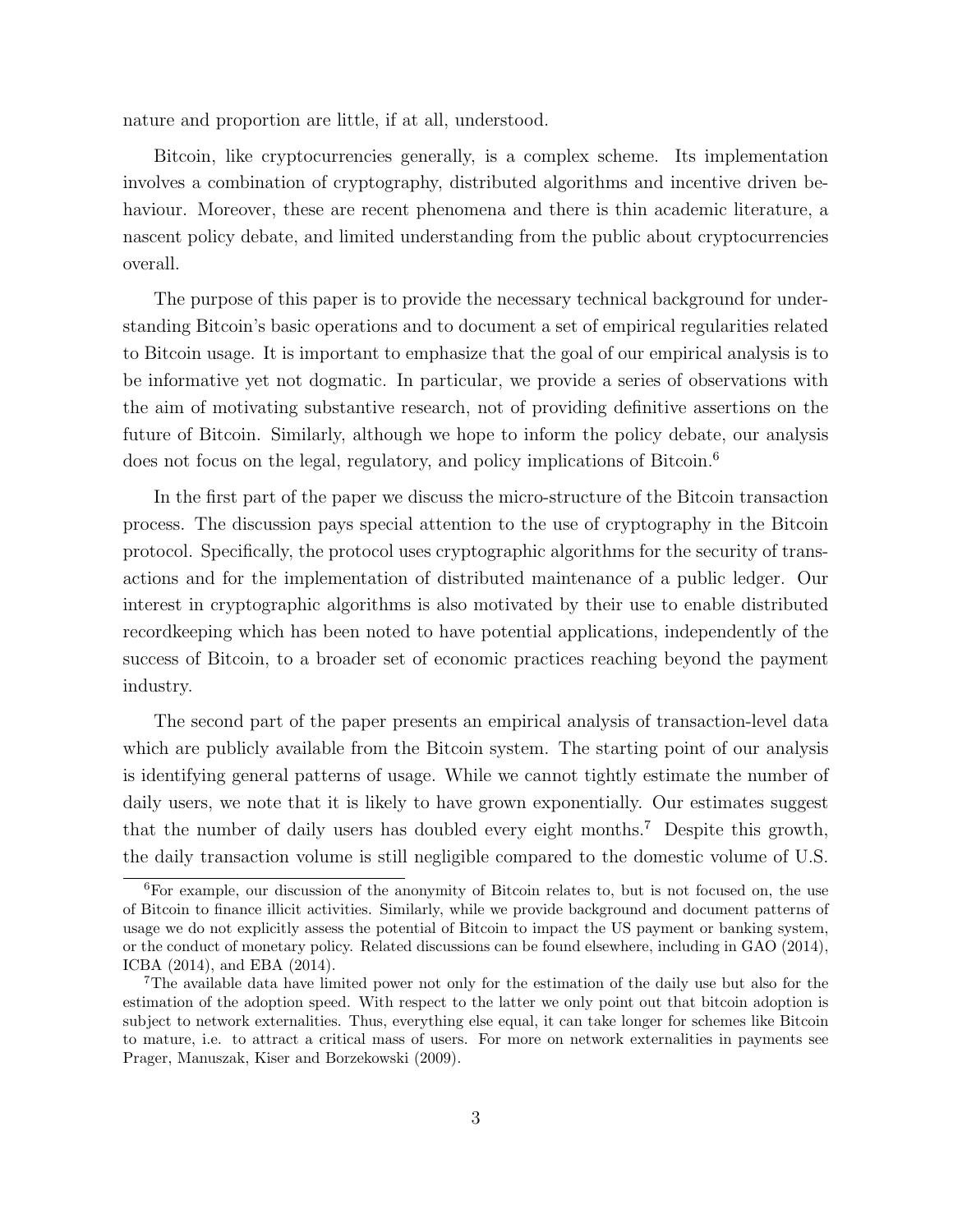nature and proportion are little, if at all, understood.

Bitcoin, like cryptocurrencies generally, is a complex scheme. Its implementation involves a combination of cryptography, distributed algorithms and incentive driven behaviour. Moreover, these are recent phenomena and there is thin academic literature, a nascent policy debate, and limited understanding from the public about cryptocurrencies overall.

The purpose of this paper is to provide the necessary technical background for understanding Bitcoin's basic operations and to document a set of empirical regularities related to Bitcoin usage. It is important to emphasize that the goal of our empirical analysis is to be informative yet not dogmatic. In particular, we provide a series of observations with the aim of motivating substantive research, not of providing definitive assertions on the future of Bitcoin. Similarly, although we hope to inform the policy debate, our analysis does not focus on the legal, regulatory, and policy implications of Bitcoin.[6]

In the first part of the paper we discuss the micro-structure of the Bitcoin transaction process. The discussion pays special attention to the use of cryptography in the Bitcoin protocol. Specifically, the protocol uses cryptographic algorithms for the security of transactions and for the implementation of distributed maintenance of a public ledger. Our interest in cryptographic algorithms is also motivated by their use to enable distributed recordkeeping which has been noted to have potential applications, independently of the success of Bitcoin, to a broader set of economic practices reaching beyond the payment industry.

The second part of the paper presents an empirical analysis of transaction-level data which are publicly available from the Bitcoin system. The starting point of our analysis is identifying general patterns of usage. While we cannot tightly estimate the number of daily users, we note that it is likely to have grown exponentially. Our estimates suggest that the number of daily users has doubled every eight months.[7] Despite this growth, the daily transaction volume is still negligible compared to the domestic volume of U.S.

---

[6] For example, our discussion of the anonymity of Bitcoin relates to, but is not focused on, the use of Bitcoin to finance illicit activities. Similarly, while we provide background and document patterns of usage we do not explicitly assess the potential of Bitcoin to impact the US payment or banking system, or the conduct of monetary policy. Related discussions can be found elsewhere, including in GAO (2014), ICBA (2014), and EBA (2014).

[7] The available data have limited power not only for the estimation of the daily use but also for the estimation of the adoption speed. With respect to the latter we only point out that bitcoin adoption is subject to network externalities. Thus, everything else equal, it can take longer for schemes like Bitcoin to mature, i.e. to attract a critical mass of users. For more on network externalities in payments see Prager, Manuszak, Kiser and Borzekowski (2009).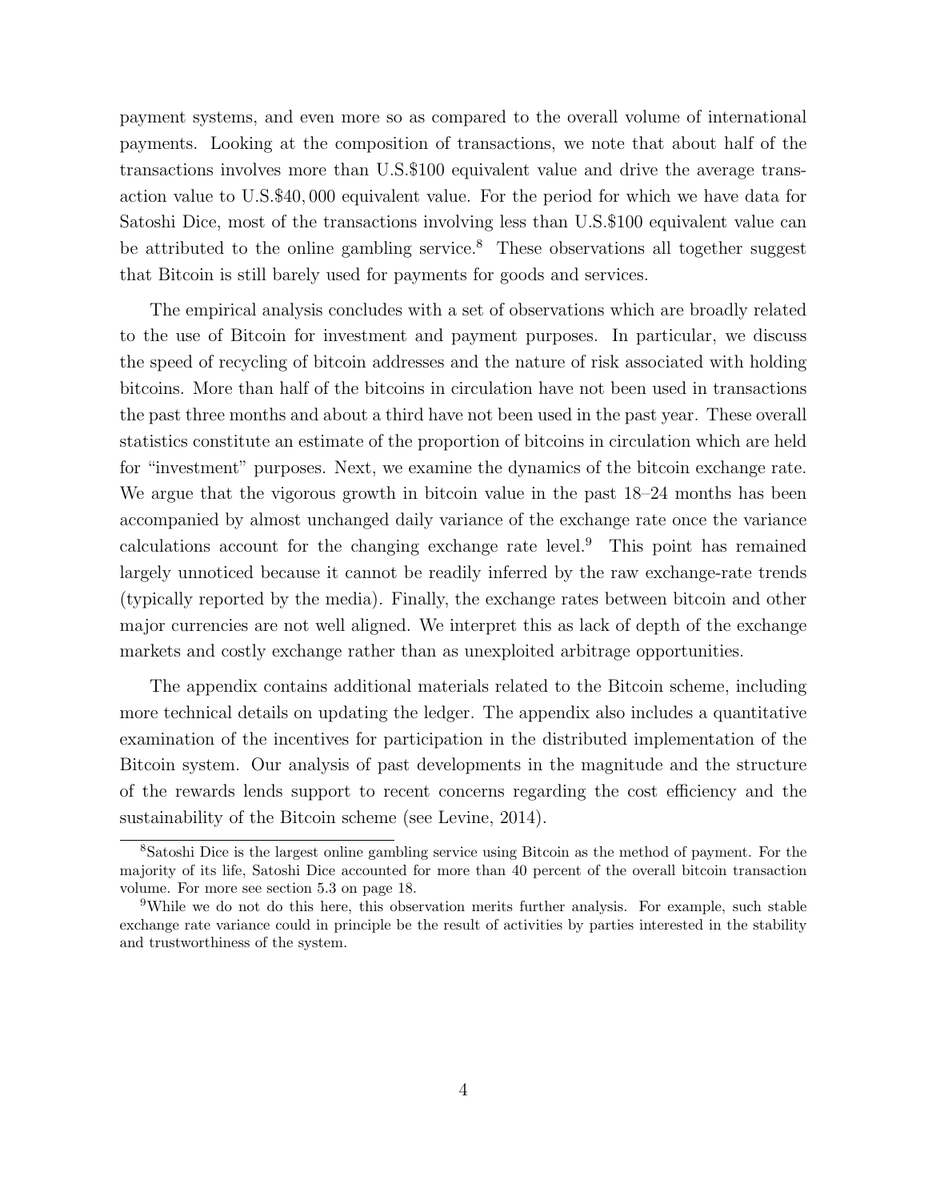payment systems, and even more so as compared to the overall volume of international payments. Looking at the composition of transactions, we note that about half of the transactions involves more than U.S.$100 equivalent value and drive the average transaction value to U.S.$40,000 equivalent value. For the period for which we have data for Satoshi Dice, most of the transactions involving less than U.S.$100 equivalent value can be attributed to the online gambling service.[8] These observations all together suggest that Bitcoin is still barely used for payments for goods and services.

The empirical analysis concludes with a set of observations which are broadly related to the use of Bitcoin for investment and payment purposes. In particular, we discuss the speed of recycling of bitcoin addresses and the nature of risk associated with holding bitcoins. More than half of the bitcoins in circulation have not been used in transactions the past three months and about a third have not been used in the past year. These overall statistics constitute an estimate of the proportion of bitcoins in circulation which are held for "investment" purposes. Next, we examine the dynamics of the bitcoin exchange rate. We argue that the vigorous growth in bitcoin value in the past 18–24 months has been accompanied by almost unchanged daily variance of the exchange rate once the variance calculations account for the changing exchange rate level.[9] This point has remained largely unnoticed because it cannot be readily inferred by the raw exchange-rate trends (typically reported by the media). Finally, the exchange rates between bitcoin and other major currencies are not well aligned. We interpret this as lack of depth of the exchange markets and costly exchange rather than as unexploited arbitrage opportunities.

The appendix contains additional materials related to the Bitcoin scheme, including more technical details on updating the ledger. The appendix also includes a quantitative examination of the incentives for participation in the distributed implementation of the Bitcoin system. Our analysis of past developments in the magnitude and the structure of the rewards lends support to recent concerns regarding the cost efficiency and the sustainability of the Bitcoin scheme (see Levine, 2014).

---

[8] Satoshi Dice is the largest online gambling service using Bitcoin as the method of payment. For the majority of its life, Satoshi Dice accounted for more than 40 percent of the overall bitcoin transaction volume. For more see section 5.3 on page 18.

[9] While we do not do this here, this observation merits further analysis. For example, such stable exchange rate variance could in principle be the result of activities by parties interested in the stability and trustworthiness of the system.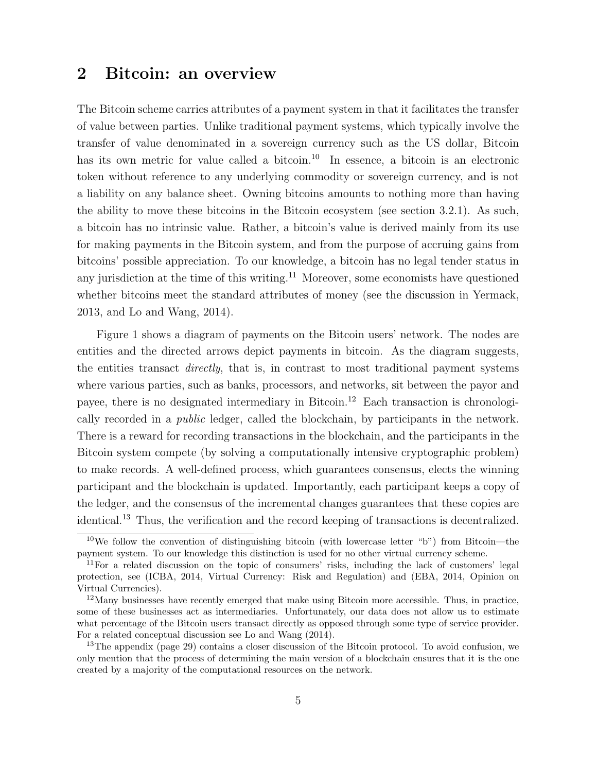## 2 Bitcoin: an overview

The Bitcoin scheme carries attributes of a payment system in that it facilitates the transfer of value between parties. Unlike traditional payment systems, which typically involve the transfer of value denominated in a sovereign currency such as the US dollar, Bitcoin has its own metric for value called a bitcoin.[10] In essence, a bitcoin is an electronic token without reference to any underlying commodity or sovereign currency, and is not a liability on any balance sheet. Owning bitcoins amounts to nothing more than having the ability to move these bitcoins in the Bitcoin ecosystem (see section 3.2.1). As such, a bitcoin has no intrinsic value. Rather, a bitcoin's value is derived mainly from its use for making payments in the Bitcoin system, and from the purpose of accruing gains from bitcoins' possible appreciation. To our knowledge, a bitcoin has no legal tender status in any jurisdiction at the time of this writing.[11] Moreover, some economists have questioned whether bitcoins meet the standard attributes of money (see the discussion in Yermack, 2013, and Lo and Wang, 2014).

Figure 1 shows a diagram of payments on the Bitcoin users' network. The nodes are entities and the directed arrows depict payments in bitcoin. As the diagram suggests, the entities transact *directly*, that is, in contrast to most traditional payment systems where various parties, such as banks, processors, and networks, sit between the payor and payee, there is no designated intermediary in Bitcoin.[12] Each transaction is chronologically recorded in a *public* ledger, called the blockchain, by participants in the network. There is a reward for recording transactions in the blockchain, and the participants in the Bitcoin system compete (by solving a computationally intensive cryptographic problem) to make records. A well-defined process, which guarantees consensus, elects the winning participant and the blockchain is updated. Importantly, each participant keeps a copy of the ledger, and the consensus of the incremental changes guarantees that these copies are identical.[13] Thus, the verification and the record keeping of transactions is decentralized.

[10] We follow the convention of distinguishing bitcoin (with lowercase letter "b") from Bitcoin—the payment system. To our knowledge this distinction is used for no other virtual currency scheme.

[11] For a related discussion on the topic of consumers' risks, including the lack of customers' legal protection, see (ICBA, 2014, Virtual Currency: Risk and Regulation) and (EBA, 2014, Opinion on Virtual Currencies).

[12] Many businesses have recently emerged that make using Bitcoin more accessible. Thus, in practice, some of these businesses act as intermediaries. Unfortunately, our data does not allow us to estimate what percentage of the Bitcoin users transact directly as opposed through some type of service provider. For a related conceptual discussion see Lo and Wang (2014).

[13] The appendix (page 29) contains a closer discussion of the Bitcoin protocol. To avoid confusion, we only mention that the process of determining the main version of a blockchain ensures that it is the one created by a majority of the computational resources on the network.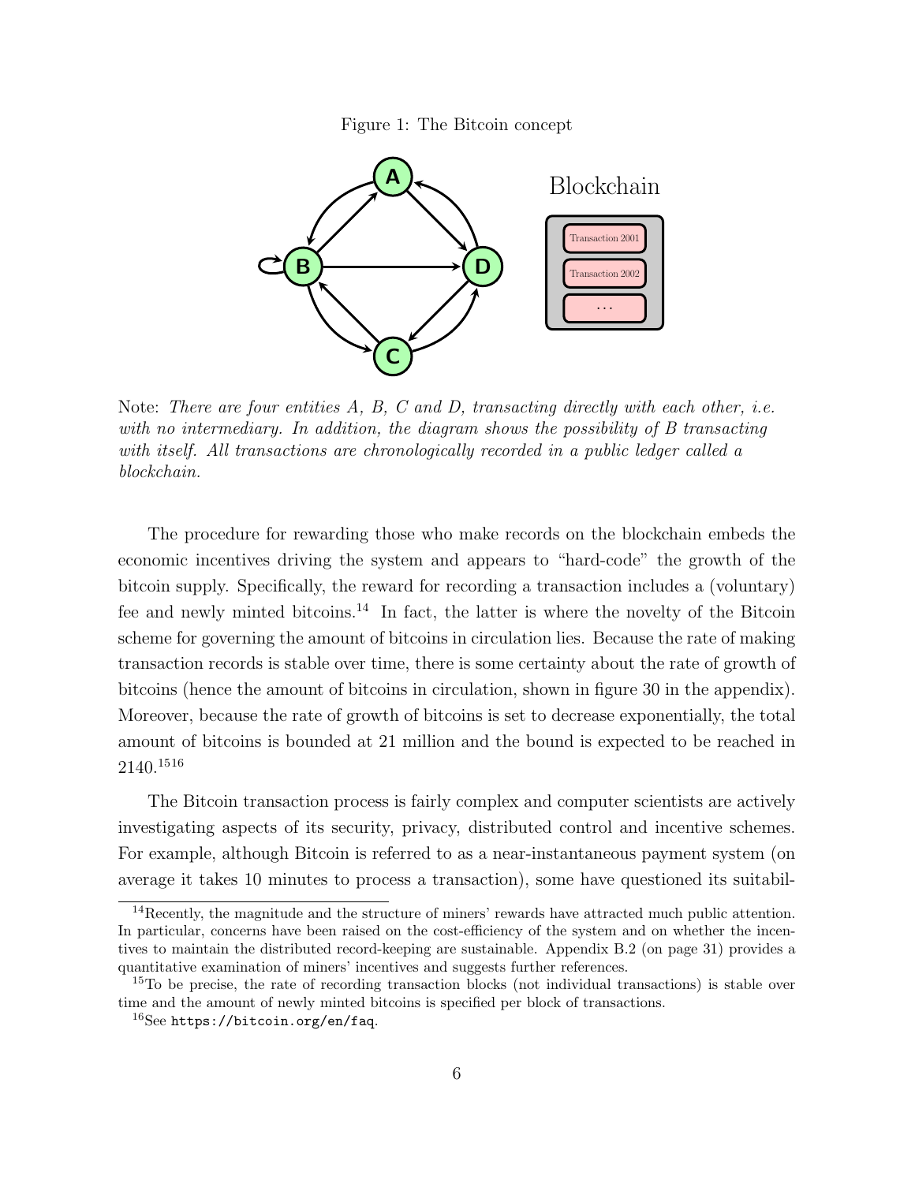Figure 1: The Bitcoin concept

Note: *There are four entities A, B, C and D, transacting directly with each other, i.e. with no intermediary. In addition, the diagram shows the possibility of B transacting with itself. All transactions are chronologically recorded in a public ledger called a blockchain.*

The procedure for rewarding those who make records on the blockchain embeds the economic incentives driving the system and appears to "hard-code" the growth of the bitcoin supply. Specifically, the reward for recording a transaction includes a (voluntary) fee and newly minted bitcoins.[14] In fact, the latter is where the novelty of the Bitcoin scheme for governing the amount of bitcoins in circulation lies. Because the rate of making transaction records is stable over time, there is some certainty about the rate of growth of bitcoins (hence the amount of bitcoins in circulation, shown in figure 30 in the appendix). Moreover, because the rate of growth of bitcoins is set to decrease exponentially, the total amount of bitcoins is bounded at 21 million and the bound is expected to be reached in 2140.[15][16]

The Bitcoin transaction process is fairly complex and computer scientists are actively investigating aspects of its security, privacy, distributed control and incentive schemes. For example, although Bitcoin is referred to as a near-instantaneous payment system (on average it takes 10 minutes to process a transaction), some have questioned its suitabil-

---

[14] Recently, the magnitude and the structure of miners' rewards have attracted much public attention. In particular, concerns have been raised on the cost-efficiency of the system and on whether the incentives to maintain the distributed record-keeping are sustainable. Appendix B.2 (on page 31) provides a quantitative examination of miners' incentives and suggests further references.

[15] To be precise, the rate of recording transaction blocks (not individual transactions) is stable over time and the amount of newly minted bitcoins is specified per block of transactions.

[16] See `https://bitcoin.org/en/faq`.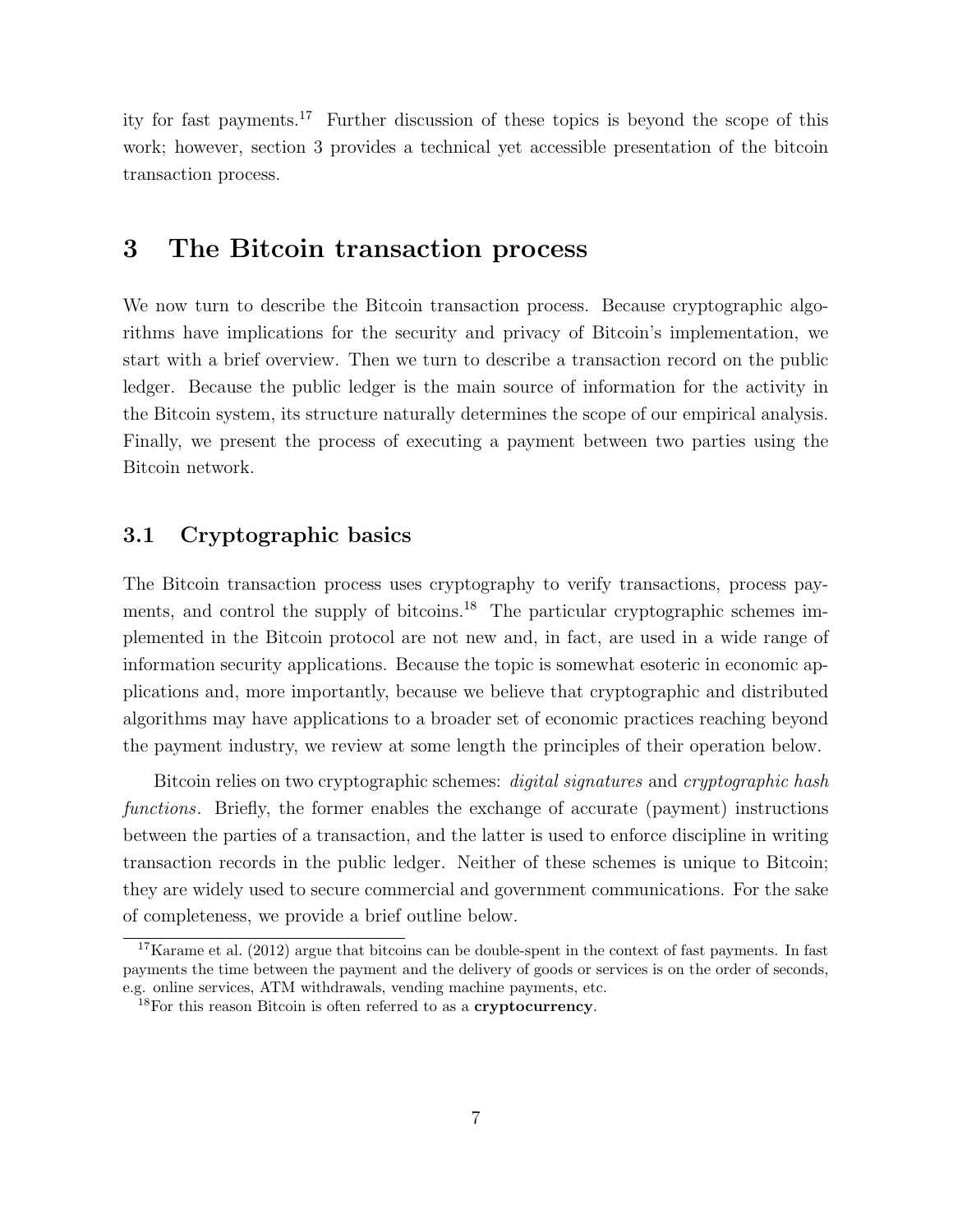ity for fast payments.[17] Further discussion of these topics is beyond the scope of this work; however, section 3 provides a technical yet accessible presentation of the bitcoin transaction process.

# 3 The Bitcoin transaction process

We now turn to describe the Bitcoin transaction process. Because cryptographic algorithms have implications for the security and privacy of Bitcoin's implementation, we start with a brief overview. Then we turn to describe a transaction record on the public ledger. Because the public ledger is the main source of information for the activity in the Bitcoin system, its structure naturally determines the scope of our empirical analysis. Finally, we present the process of executing a payment between two parties using the Bitcoin network.

## 3.1 Cryptographic basics

The Bitcoin transaction process uses cryptography to verify transactions, process payments, and control the supply of bitcoins.[18] The particular cryptographic schemes implemented in the Bitcoin protocol are not new and, in fact, are used in a wide range of information security applications. Because the topic is somewhat esoteric in economic applications and, more importantly, because we believe that cryptographic and distributed algorithms may have applications to a broader set of economic practices reaching beyond the payment industry, we review at some length the principles of their operation below.

Bitcoin relies on two cryptographic schemes: *digital signatures* and *cryptographic hash functions*. Briefly, the former enables the exchange of accurate (payment) instructions between the parties of a transaction, and the latter is used to enforce discipline in writing transaction records in the public ledger. Neither of these schemes is unique to Bitcoin; they are widely used to secure commercial and government communications. For the sake of completeness, we provide a brief outline below.

[17] Karame et al. (2012) argue that bitcoins can be double-spent in the context of fast payments. In fast payments the time between the payment and the delivery of goods or services is on the order of seconds, e.g. online services, ATM withdrawals, vending machine payments, etc.

[18] For this reason Bitcoin is often referred to as a **cryptocurrency**.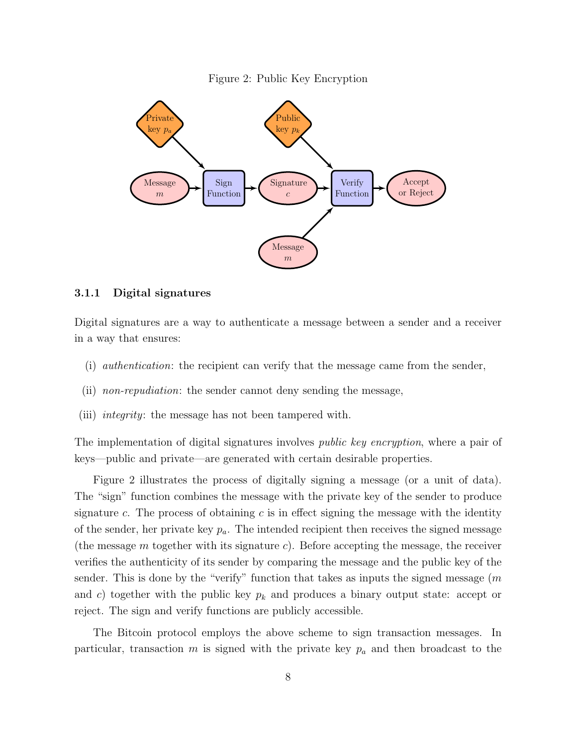Figure 2: Public Key Encryption

### 3.1.1 Digital signatures

Digital signatures are a way to authenticate a message between a sender and a receiver in a way that ensures:

(i) *authentication*: the recipient can verify that the message came from the sender,

(ii) *non-repudiation*: the sender cannot deny sending the message,

(iii) *integrity*: the message has not been tampered with.

The implementation of digital signatures involves *public key encryption*, where a pair of keys—public and private—are generated with certain desirable properties.

Figure 2 illustrates the process of digitally signing a message (or a unit of data). The "sign" function combines the message with the private key of the sender to produce signature $c$. The process of obtaining $c$ is in effect signing the message with the identity of the sender, her private key $p_a$. The intended recipient then receives the signed message (the message $m$ together with its signature $c$). Before accepting the message, the receiver verifies the authenticity of its sender by comparing the message and the public key of the sender. This is done by the "verify" function that takes as inputs the signed message ($m$ and $c$) together with the public key $p_k$ and produces a binary output state: accept or reject. The sign and verify functions are publicly accessible.

The Bitcoin protocol employs the above scheme to sign transaction messages. In particular, transaction $m$ is signed with the private key $p_a$ and then broadcast to the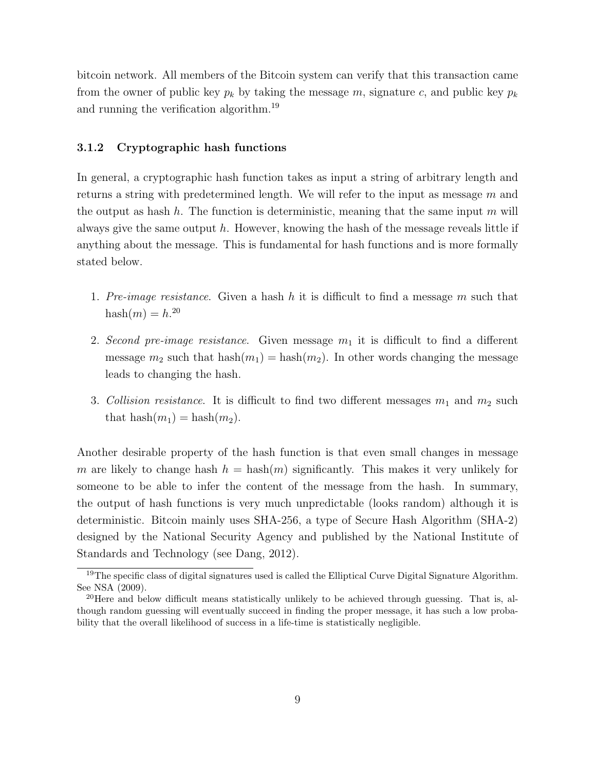bitcoin network. All members of the Bitcoin system can verify that this transaction came from the owner of public key $p_k$ by taking the message $m$, signature $c$, and public key $p_k$ and running the verification algorithm.[19]

### 3.1.2 Cryptographic hash functions

In general, a cryptographic hash function takes as input a string of arbitrary length and returns a string with predetermined length. We will refer to the input as message $m$ and the output as hash $h$. The function is deterministic, meaning that the same input $m$ will always give the same output $h$. However, knowing the hash of the message reveals little if anything about the message. This is fundamental for hash functions and is more formally stated below.

1. *Pre-image resistance*. Given a hash $h$ it is difficult to find a message $m$ such that $\text{hash}(m) = h$.[20]
2. *Second pre-image resistance*. Given message $m_1$ it is difficult to find a different message $m_2$ such that $\text{hash}(m_1) = \text{hash}(m_2)$. In other words changing the message leads to changing the hash.
3. *Collision resistance*. It is difficult to find two different messages $m_1$ and $m_2$ such that $\text{hash}(m_1) = \text{hash}(m_2)$.

Another desirable property of the hash function is that even small changes in message $m$ are likely to change hash $h = \text{hash}(m)$ significantly. This makes it very unlikely for someone to be able to infer the content of the message from the hash. In summary, the output of hash functions is very much unpredictable (looks random) although it is deterministic. Bitcoin mainly uses SHA-256, a type of Secure Hash Algorithm (SHA-2) designed by the National Security Agency and published by the National Institute of Standards and Technology (see Dang, 2012).

[19] The specific class of digital signatures used is called the Elliptical Curve Digital Signature Algorithm. See NSA (2009).

[20] Here and below difficult means statistically unlikely to be achieved through guessing. That is, although random guessing will eventually succeed in finding the proper message, it has such a low probability that the overall likelihood of success in a life-time is statistically negligible.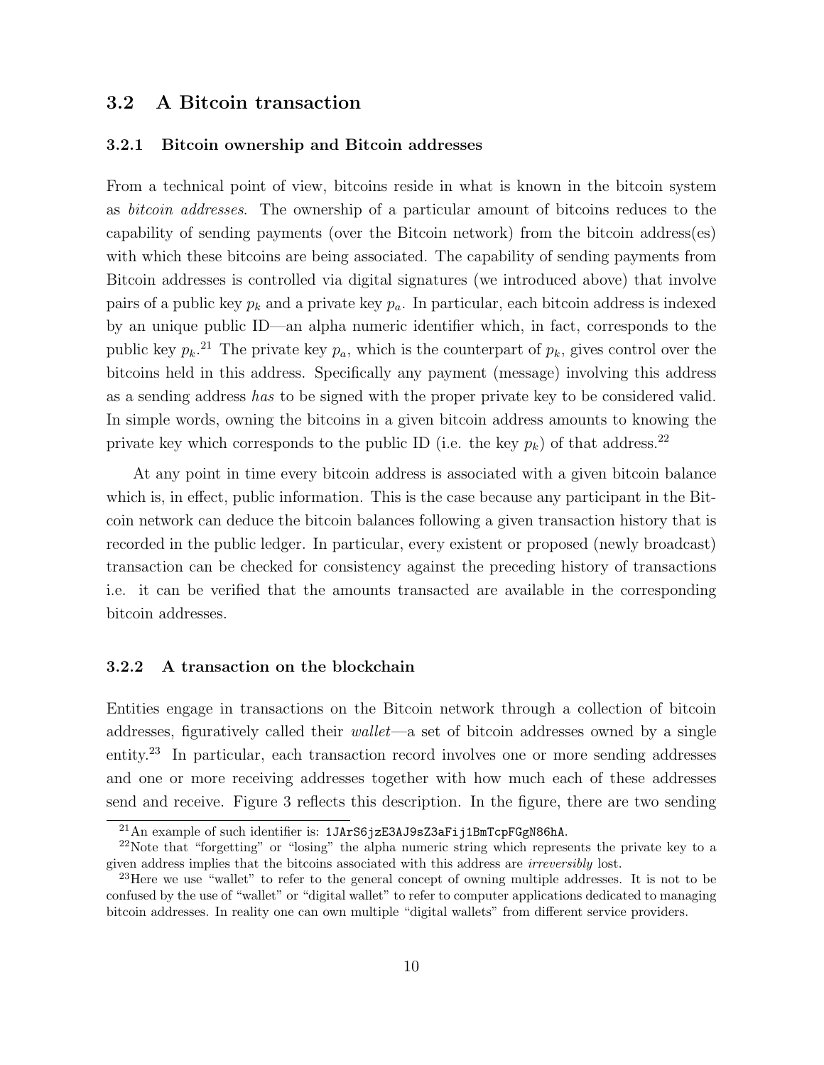## 3.2 A Bitcoin transaction

### 3.2.1 Bitcoin ownership and Bitcoin addresses

From a technical point of view, bitcoins reside in what is known in the bitcoin system as *bitcoin addresses*. The ownership of a particular amount of bitcoins reduces to the capability of sending payments (over the Bitcoin network) from the bitcoin address(es) with which these bitcoins are being associated. The capability of sending payments from Bitcoin addresses is controlled via digital signatures (we introduced above) that involve pairs of a public key $p_k$ and a private key $p_a$. In particular, each bitcoin address is indexed by an unique public ID—an alpha numeric identifier which, in fact, corresponds to the public key $p_k$.[21] The private key $p_a$, which is the counterpart of $p_k$, gives control over the bitcoins held in this address. Specifically any payment (message) involving this address as a sending address *has* to be signed with the proper private key to be considered valid. In simple words, owning the bitcoins in a given bitcoin address amounts to knowing the private key which corresponds to the public ID (i.e. the key $p_k$) of that address.[22]

At any point in time every bitcoin address is associated with a given bitcoin balance which is, in effect, public information. This is the case because any participant in the Bitcoin network can deduce the bitcoin balances following a given transaction history that is recorded in the public ledger. In particular, every existent or proposed (newly broadcast) transaction can be checked for consistency against the preceding history of transactions i.e. it can be verified that the amounts transacted are available in the corresponding bitcoin addresses.

### 3.2.2 A transaction on the blockchain

Entities engage in transactions on the Bitcoin network through a collection of bitcoin addresses, figuratively called their *wallet*—a set of bitcoin addresses owned by a single entity.[23] In particular, each transaction record involves one or more sending addresses and one or more receiving addresses together with how much each of these addresses send and receive. Figure 3 reflects this description. In the figure, there are two sending

[21] An example of such identifier is: `1JArS6jzE3AJ9sZ3aFij1BmTcpFGgN86hA`.

[22] Note that "forgetting" or "losing" the alpha numeric string which represents the private key to a given address implies that the bitcoins associated with this address are *irreversibly* lost.

[23] Here we use "wallet" to refer to the general concept of owning multiple addresses. It is not to be confused by the use of "wallet" or "digital wallet" to refer to computer applications dedicated to managing bitcoin addresses. In reality one can own multiple "digital wallets" from different service providers.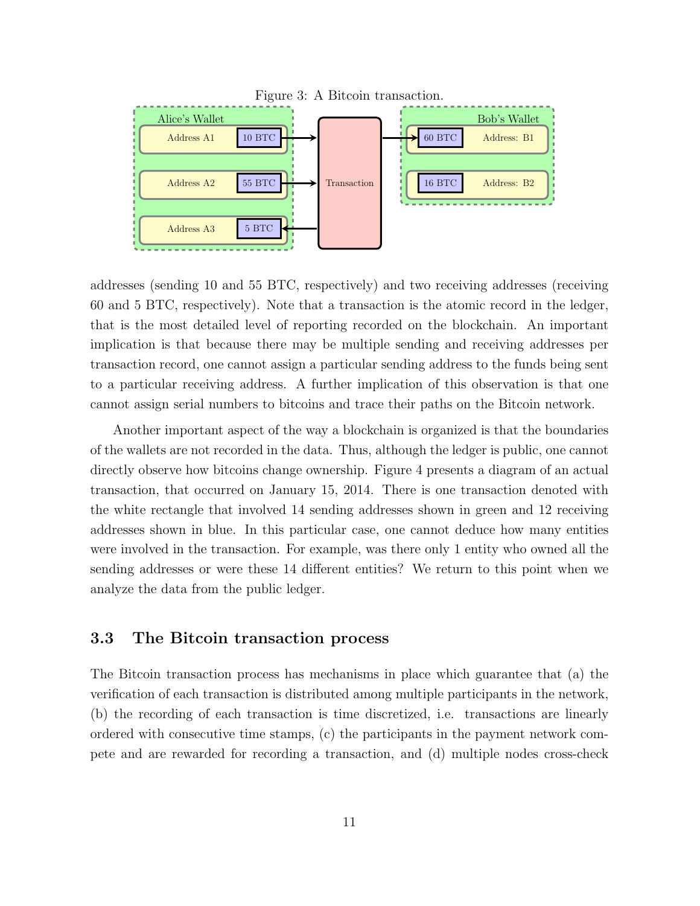Figure 3: A Bitcoin transaction.

addresses (sending 10 and 55 BTC, respectively) and two receiving addresses (receiving 60 and 5 BTC, respectively). Note that a transaction is the atomic record in the ledger, that is the most detailed level of reporting recorded on the blockchain. An important implication is that because there may be multiple sending and receiving addresses per transaction record, one cannot assign a particular sending address to the funds being sent to a particular receiving address. A further implication of this observation is that one cannot assign serial numbers to bitcoins and trace their paths on the Bitcoin network.

Another important aspect of the way a blockchain is organized is that the boundaries of the wallets are not recorded in the data. Thus, although the ledger is public, one cannot directly observe how bitcoins change ownership. Figure 4 presents a diagram of an actual transaction, that occurred on January 15, 2014. There is one transaction denoted with the white rectangle that involved 14 sending addresses shown in green and 12 receiving addresses shown in blue. In this particular case, one cannot deduce how many entities were involved in the transaction. For example, was there only 1 entity who owned all the sending addresses or were these 14 different entities? We return to this point when we analyze the data from the public ledger.

### 3.3 The Bitcoin transaction process

The Bitcoin transaction process has mechanisms in place which guarantee that (a) the verification of each transaction is distributed among multiple participants in the network, (b) the recording of each transaction is time discretized, i.e. transactions are linearly ordered with consecutive time stamps, (c) the participants in the payment network compete and are rewarded for recording a transaction, and (d) multiple nodes cross-check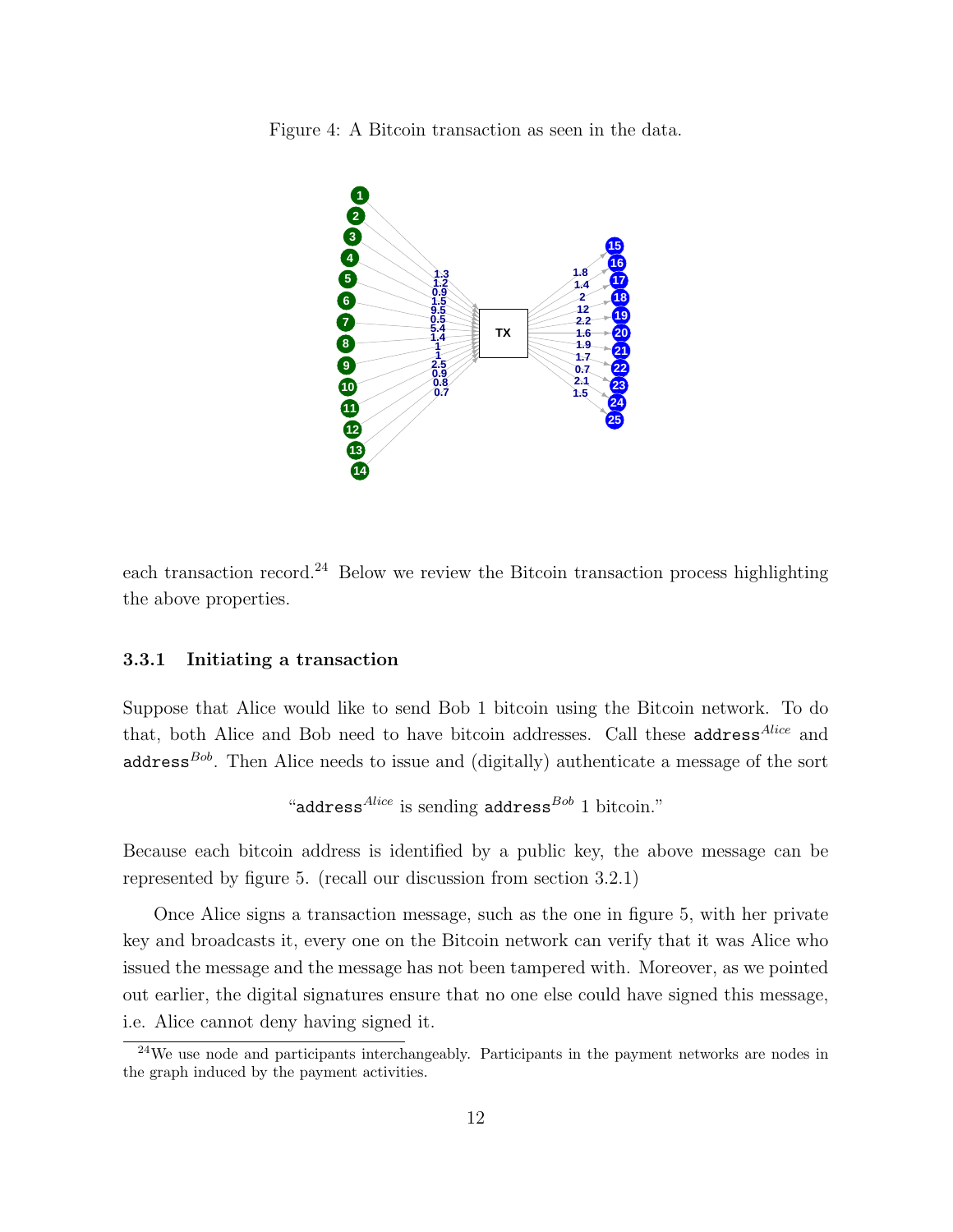Figure 4: A Bitcoin transaction as seen in the data.

each transaction record.[24] Below we review the Bitcoin transaction process highlighting the above properties.

### 3.3.1 Initiating a transaction

Suppose that Alice would like to send Bob 1 bitcoin using the Bitcoin network. To do that, both Alice and Bob need to have bitcoin addresses. Call these $\texttt{address}^{Alice}$ and $\texttt{address}^{Bob}$. Then Alice needs to issue and (digitally) authenticate a message of the sort

"$\texttt{address}^{Alice}$ is sending $\texttt{address}^{Bob}$ 1 bitcoin."

Because each bitcoin address is identified by a public key, the above message can be represented by figure 5. (recall our discussion from section 3.2.1)

Once Alice signs a transaction message, such as the one in figure 5, with her private key and broadcasts it, every one on the Bitcoin network can verify that it was Alice who issued the message and the message has not been tampered with. Moreover, as we pointed out earlier, the digital signatures ensure that no one else could have signed this message, i.e. Alice cannot deny having signed it.

[24] We use node and participants interchangeably. Participants in the payment networks are nodes in the graph induced by the payment activities.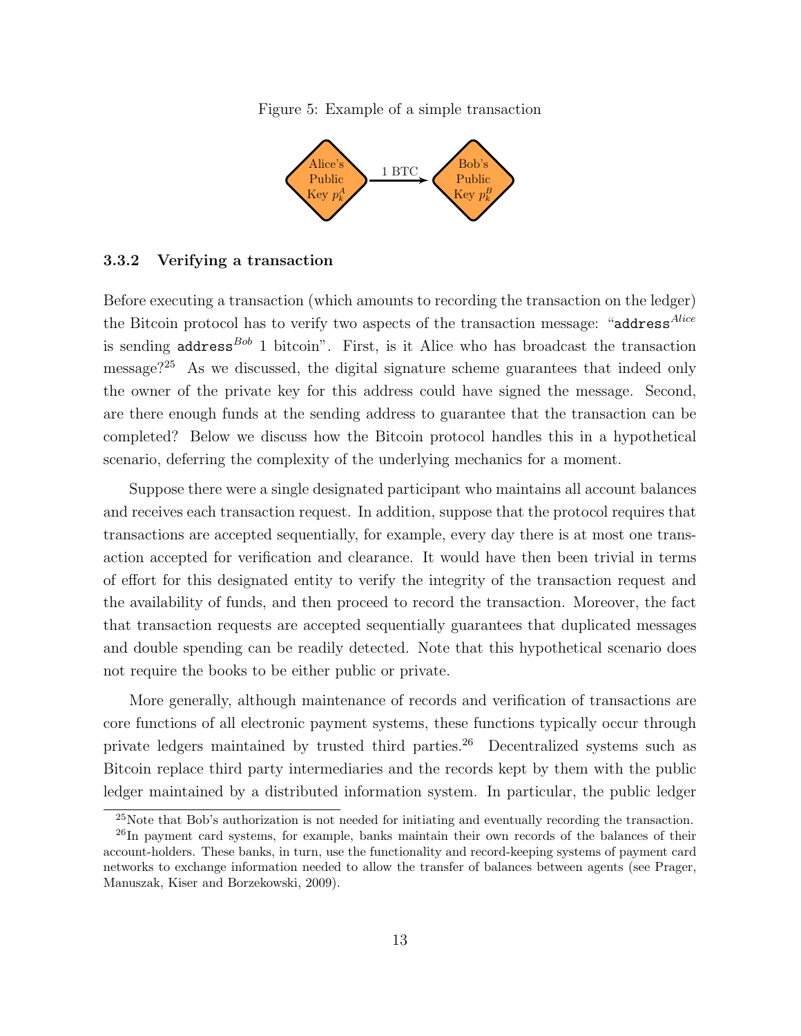Figure 5: Example of a simple transaction

Alice's Public Key $p_k^A$ → 1 BTC → Bob's Public Key $p_k^B$

### 3.3.2 Verifying a transaction

Before executing a transaction (which amounts to recording the transaction on the ledger) the Bitcoin protocol has to verify two aspects of the transaction message: "$\texttt{address}^{Alice}$ is sending $\texttt{address}^{Bob}$ 1 bitcoin". First, is it Alice who has broadcast the transaction message?[25] As we discussed, the digital signature scheme guarantees that indeed only the owner of the private key for this address could have signed the message. Second, are there enough funds at the sending address to guarantee that the transaction can be completed? Below we discuss how the Bitcoin protocol handles this in a hypothetical scenario, deferring the complexity of the underlying mechanics for a moment.

Suppose there were a single designated participant who maintains all account balances and receives each transaction request. In addition, suppose that the protocol requires that transactions are accepted sequentially, for example, every day there is at most one transaction accepted for verification and clearance. It would have then been trivial in terms of effort for this designated entity to verify the integrity of the transaction request and the availability of funds, and then proceed to record the transaction. Moreover, the fact that transaction requests are accepted sequentially guarantees that duplicated messages and double spending can be readily detected. Note that this hypothetical scenario does not require the books to be either public or private.

More generally, although maintenance of records and verification of transactions are core functions of all electronic payment systems, these functions typically occur through private ledgers maintained by trusted third parties.[26] Decentralized systems such as Bitcoin replace third party intermediaries and the records kept by them with the public ledger maintained by a distributed information system. In particular, the public ledger

[25] Note that Bob's authorization is not needed for initiating and eventually recording the transaction.

[26] In payment card systems, for example, banks maintain their own records of the balances of their account-holders. These banks, in turn, use the functionality and record-keeping systems of payment card networks to exchange information needed to allow the transfer of balances between agents (see Prager, Manuszak, Kiser and Borzekowski, 2009).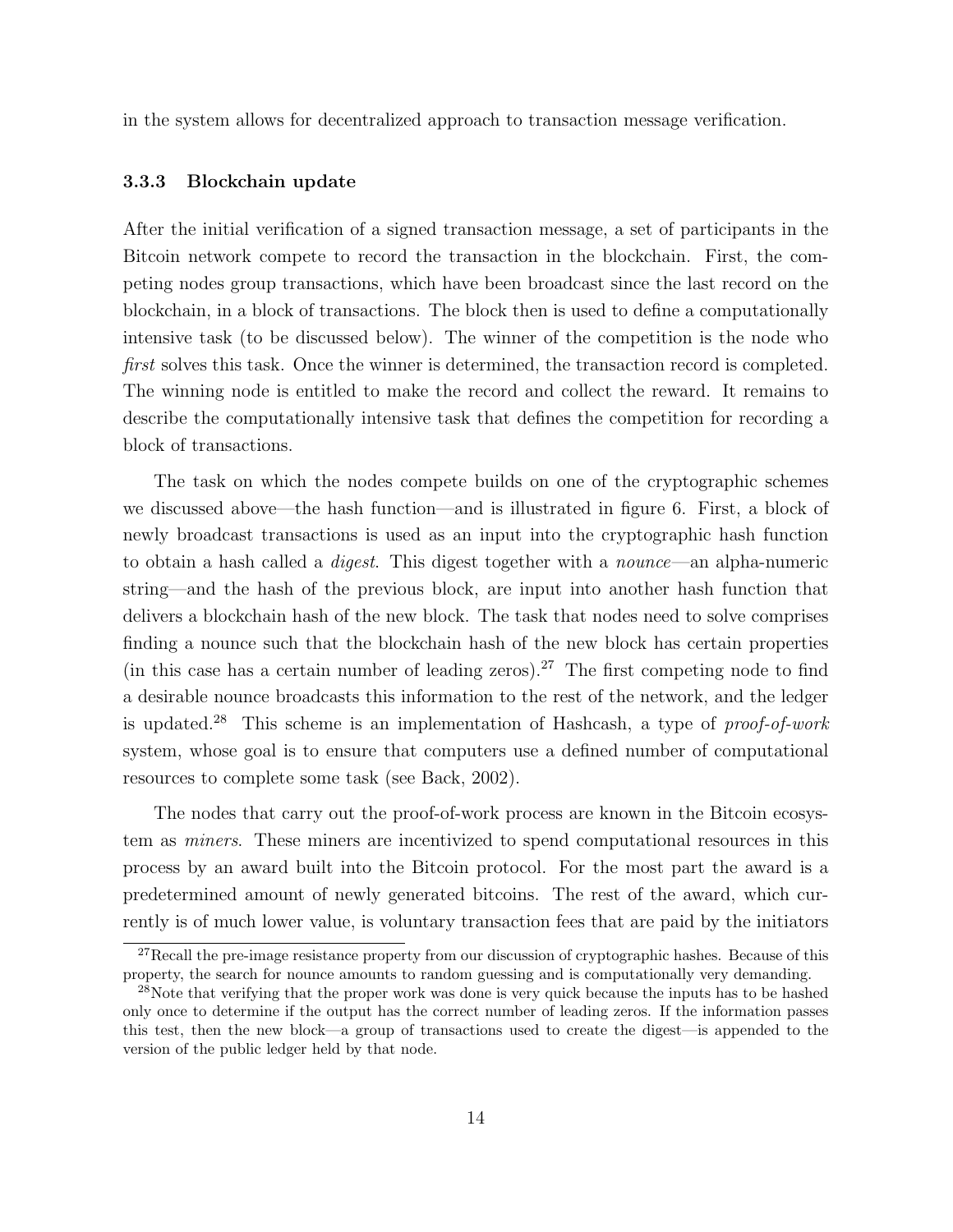in the system allows for decentralized approach to transaction message verification.

### 3.3.3 Blockchain update

After the initial verification of a signed transaction message, a set of participants in the Bitcoin network compete to record the transaction in the blockchain. First, the competing nodes group transactions, which have been broadcast since the last record on the blockchain, in a block of transactions. The block then is used to define a computationally intensive task (to be discussed below). The winner of the competition is the node who *first* solves this task. Once the winner is determined, the transaction record is completed. The winning node is entitled to make the record and collect the reward. It remains to describe the computationally intensive task that defines the competition for recording a block of transactions.

The task on which the nodes compete builds on one of the cryptographic schemes we discussed above—the hash function—and is illustrated in figure 6. First, a block of newly broadcast transactions is used as an input into the cryptographic hash function to obtain a hash called a *digest*. This digest together with a *nounce*—an alpha-numeric string—and the hash of the previous block, are input into another hash function that delivers a blockchain hash of the new block. The task that nodes need to solve comprises finding a nounce such that the blockchain hash of the new block has certain properties (in this case has a certain number of leading zeros).[27] The first competing node to find a desirable nounce broadcasts this information to the rest of the network, and the ledger is updated.[28] This scheme is an implementation of Hashcash, a type of *proof-of-work* system, whose goal is to ensure that computers use a defined number of computational resources to complete some task (see Back, 2002).

The nodes that carry out the proof-of-work process are known in the Bitcoin ecosystem as *miners*. These miners are incentivized to spend computational resources in this process by an award built into the Bitcoin protocol. For the most part the award is a predetermined amount of newly generated bitcoins. The rest of the award, which currently is of much lower value, is voluntary transaction fees that are paid by the initiators

[27] Recall the pre-image resistance property from our discussion of cryptographic hashes. Because of this property, the search for nounce amounts to random guessing and is computationally very demanding.

[28] Note that verifying that the proper work was done is very quick because the inputs has to be hashed only once to determine if the output has the correct number of leading zeros. If the information passes this test, then the new block—a group of transactions used to create the digest—is appended to the version of the public ledger held by that node.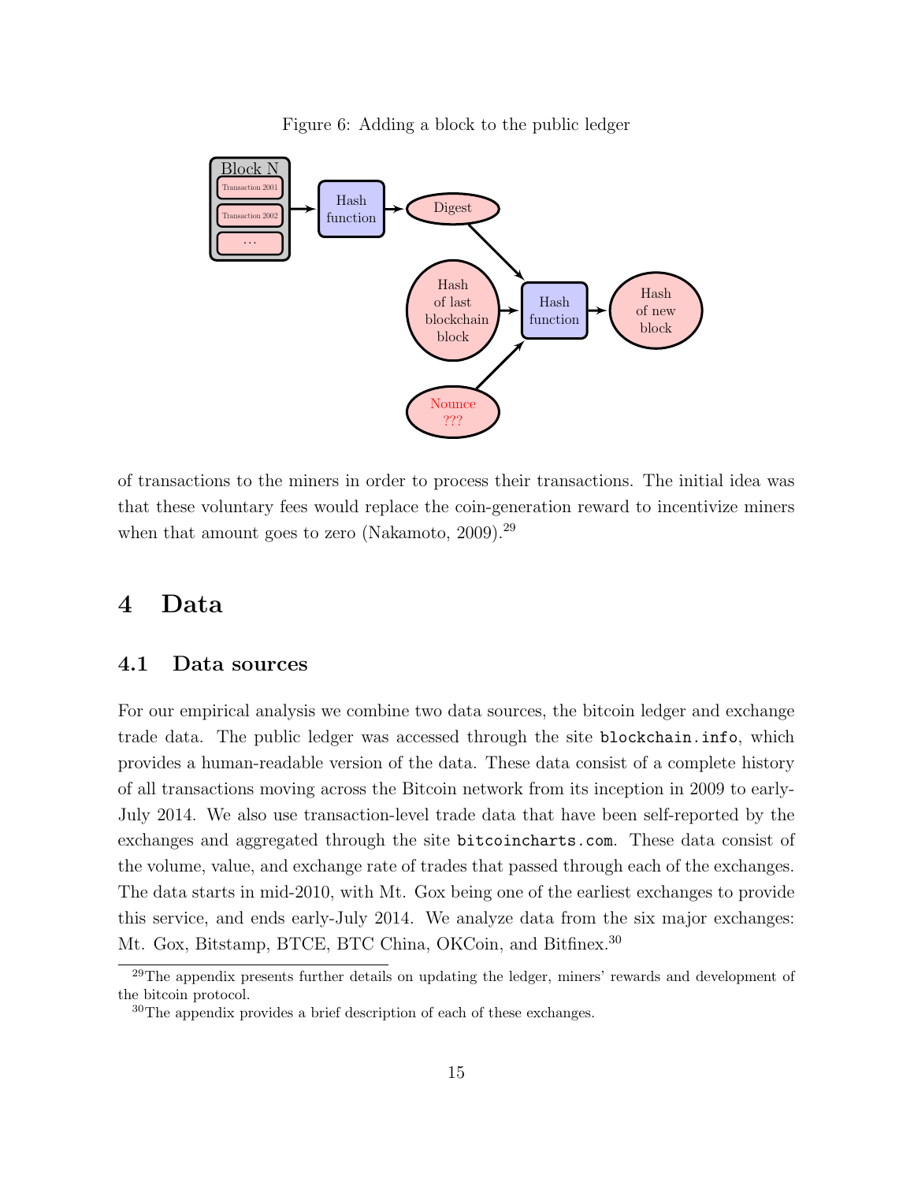Figure 6: Adding a block to the public ledger

of transactions to the miners in order to process their transactions. The initial idea was that these voluntary fees would replace the coin-generation reward to incentivize miners when that amount goes to zero (Nakamoto, 2009).[29]

# 4 Data

## 4.1 Data sources

For our empirical analysis we combine two data sources, the bitcoin ledger and exchange trade data. The public ledger was accessed through the site `blockchain.info`, which provides a human-readable version of the data. These data consist of a complete history of all transactions moving across the Bitcoin network from its inception in 2009 to early-July 2014. We also use transaction-level trade data that have been self-reported by the exchanges and aggregated through the site `bitcoincharts.com`. These data consist of the volume, value, and exchange rate of trades that passed through each of the exchanges. The data starts in mid-2010, with Mt. Gox being one of the earliest exchanges to provide this service, and ends early-July 2014. We analyze data from the six major exchanges: Mt. Gox, Bitstamp, BTCE, BTC China, OKCoin, and Bitfinex.[30]

[29] The appendix presents further details on updating the ledger, miners' rewards and development of the bitcoin protocol.

[30] The appendix provides a brief description of each of these exchanges.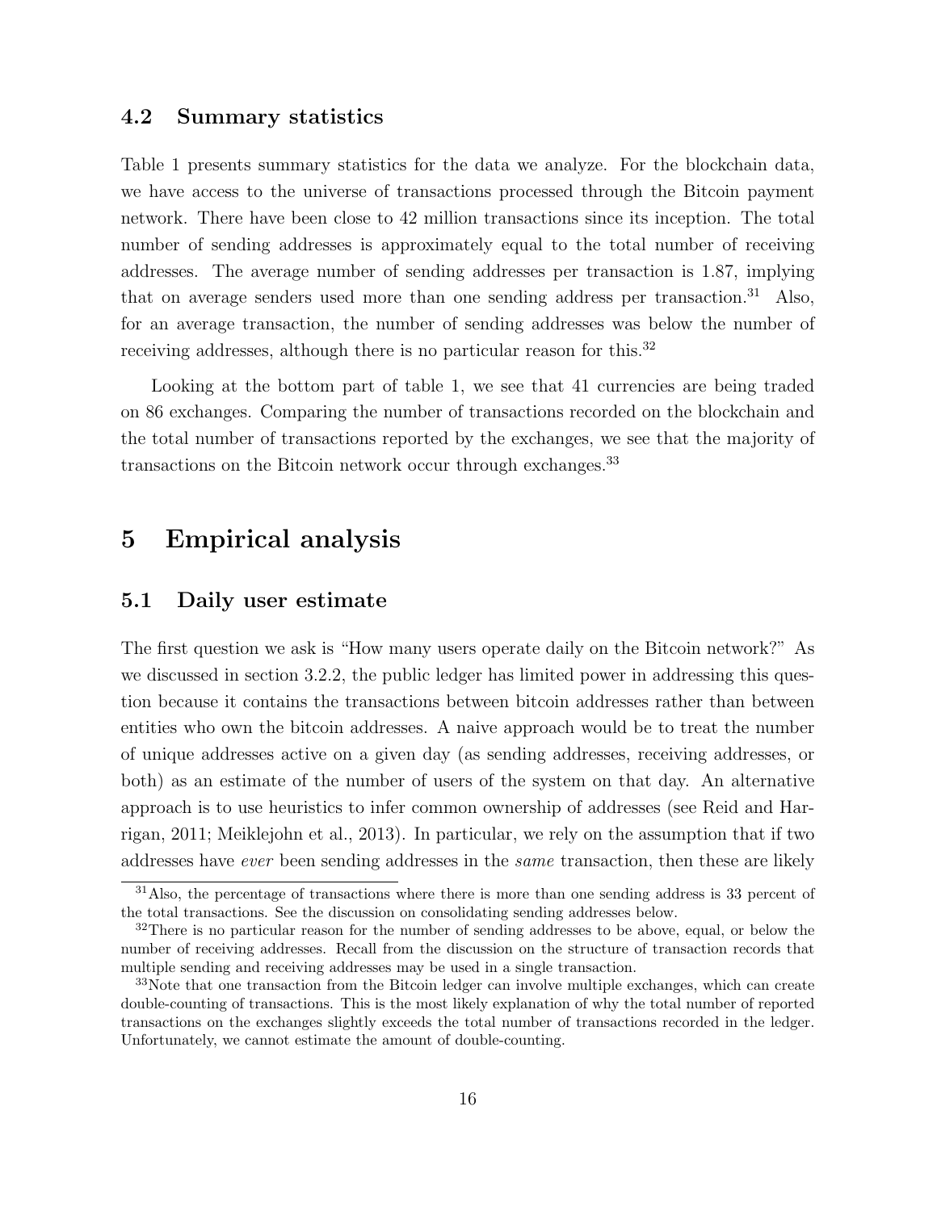### 4.2 Summary statistics

Table 1 presents summary statistics for the data we analyze. For the blockchain data, we have access to the universe of transactions processed through the Bitcoin payment network. There have been close to 42 million transactions since its inception. The total number of sending addresses is approximately equal to the total number of receiving addresses. The average number of sending addresses per transaction is 1.87, implying that on average senders used more than one sending address per transaction.[31] Also, for an average transaction, the number of sending addresses was below the number of receiving addresses, although there is no particular reason for this.[32]

Looking at the bottom part of table 1, we see that 41 currencies are being traded on 86 exchanges. Comparing the number of transactions recorded on the blockchain and the total number of transactions reported by the exchanges, we see that the majority of transactions on the Bitcoin network occur through exchanges.[33]

## 5 Empirical analysis

### 5.1 Daily user estimate

The first question we ask is "How many users operate daily on the Bitcoin network?" As we discussed in section 3.2.2, the public ledger has limited power in addressing this question because it contains the transactions between bitcoin addresses rather than between entities who own the bitcoin addresses. A naive approach would be to treat the number of unique addresses active on a given day (as sending addresses, receiving addresses, or both) as an estimate of the number of users of the system on that day. An alternative approach is to use heuristics to infer common ownership of addresses (see Reid and Harrigan, 2011; Meiklejohn et al., 2013). In particular, we rely on the assumption that if two addresses have *ever* been sending addresses in the *same* transaction, then these are likely

---

[31] Also, the percentage of transactions where there is more than one sending address is 33 percent of the total transactions. See the discussion on consolidating sending addresses below.

[32] There is no particular reason for the number of sending addresses to be above, equal, or below the number of receiving addresses. Recall from the discussion on the structure of transaction records that multiple sending and receiving addresses may be used in a single transaction.

[33] Note that one transaction from the Bitcoin ledger can involve multiple exchanges, which can create double-counting of transactions. This is the most likely explanation of why the total number of reported transactions on the exchanges slightly exceeds the total number of transactions recorded in the ledger. Unfortunately, we cannot estimate the amount of double-counting.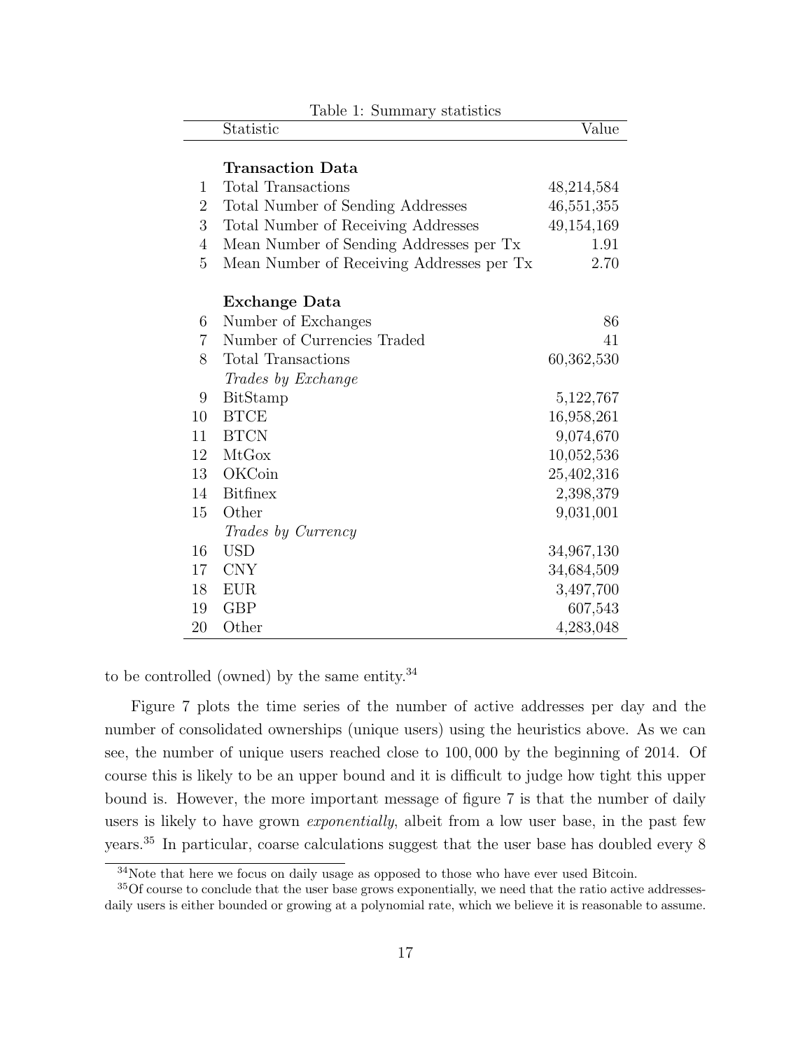Table 1: Summary statistics

| | Statistic | Value |
|---|---|---|
| | **Transaction Data** | |
| 1 | Total Transactions | 48,214,584 |
| 2 | Total Number of Sending Addresses | 46,551,355 |
| 3 | Total Number of Receiving Addresses | 49,154,169 |
| 4 | Mean Number of Sending Addresses per Tx | 1.91 |
| 5 | Mean Number of Receiving Addresses per Tx | 2.70 |
| | **Exchange Data** | |
| 6 | Number of Exchanges | 86 |
| 7 | Number of Currencies Traded | 41 |
| 8 | Total Transactions | 60,362,530 |
| | *Trades by Exchange* | |
| 9 | BitStamp | 5,122,767 |
| 10 | BTCE | 16,958,261 |
| 11 | BTCN | 9,074,670 |
| 12 | MtGox | 10,052,536 |
| 13 | OKCoin | 25,402,316 |
| 14 | Bitfinex | 2,398,379 |
| 15 | Other | 9,031,001 |
| | *Trades by Currency* | |
| 16 | USD | 34,967,130 |
| 17 | CNY | 34,684,509 |
| 18 | EUR | 3,497,700 |
| 19 | GBP | 607,543 |
| 20 | Other | 4,283,048 |

to be controlled (owned) by the same entity.[34]

Figure 7 plots the time series of the number of active addresses per day and the number of consolidated ownerships (unique users) using the heuristics above. As we can see, the number of unique users reached close to $100,000$ by the beginning of 2014. Of course this is likely to be an upper bound and it is difficult to judge how tight this upper bound is. However, the more important message of figure 7 is that the number of daily users is likely to have grown *exponentially*, albeit from a low user base, in the past few years.[35] In particular, coarse calculations suggest that the user base has doubled every 8

[34] Note that here we focus on daily usage as opposed to those who have ever used Bitcoin.

[35] Of course to conclude that the user base grows exponentially, we need that the ratio active addresses-daily users is either bounded or growing at a polynomial rate, which we believe it is reasonable to assume.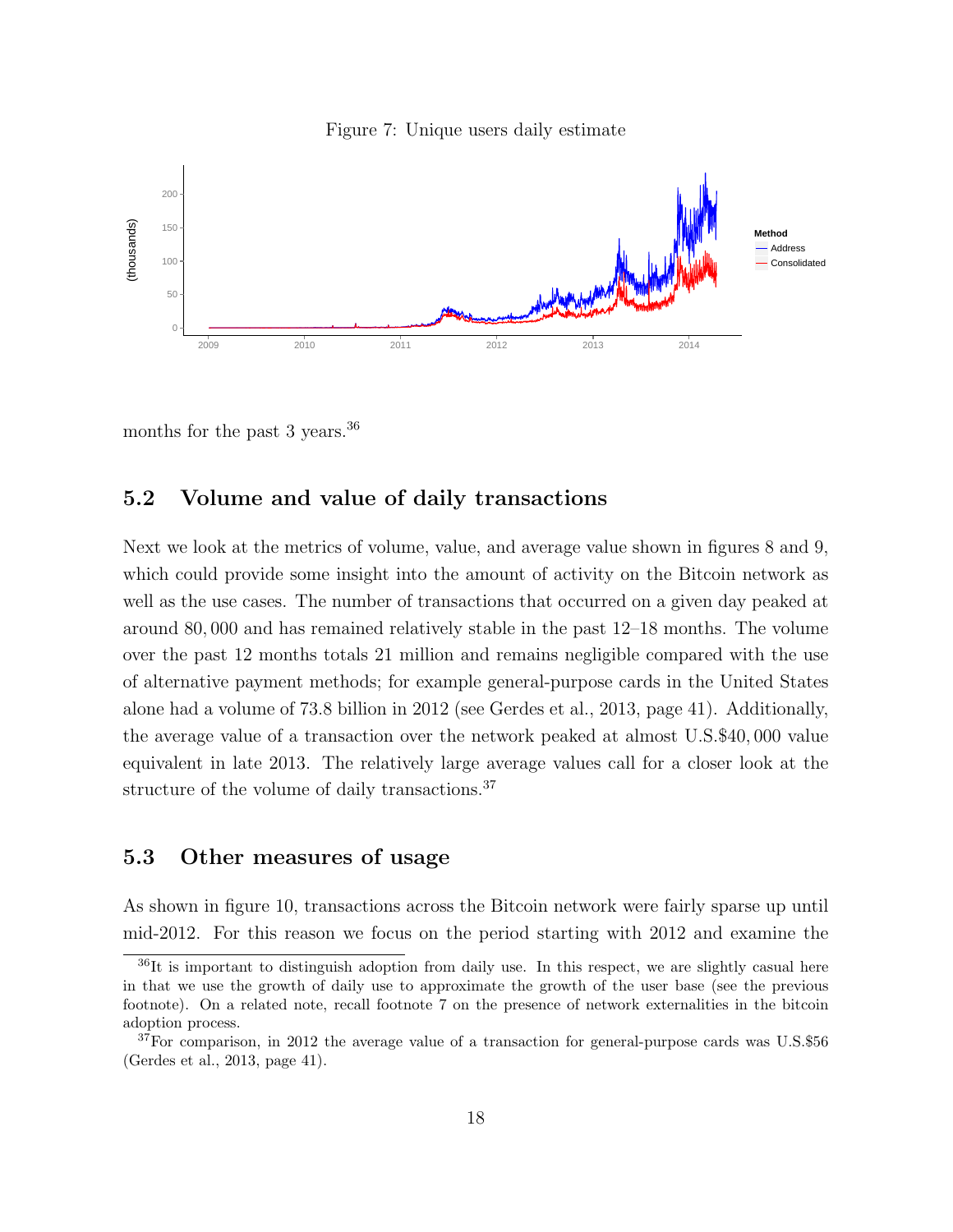Figure 7: Unique users daily estimate

months for the past 3 years.[36]

## 5.2 Volume and value of daily transactions

Next we look at the metrics of volume, value, and average value shown in figures 8 and 9, which could provide some insight into the amount of activity on the Bitcoin network as well as the use cases. The number of transactions that occurred on a given day peaked at around 80,000 and has remained relatively stable in the past 12–18 months. The volume over the past 12 months totals 21 million and remains negligible compared with the use of alternative payment methods; for example general-purpose cards in the United States alone had a volume of 73.8 billion in 2012 (see Gerdes et al., 2013, page 41). Additionally, the average value of a transaction over the network peaked at almost U.S.$40,000 value equivalent in late 2013. The relatively large average values call for a closer look at the structure of the volume of daily transactions.[37]

## 5.3 Other measures of usage

As shown in figure 10, transactions across the Bitcoin network were fairly sparse up until mid-2012. For this reason we focus on the period starting with 2012 and examine the

[36] It is important to distinguish adoption from daily use. In this respect, we are slightly casual here in that we use the growth of daily use to approximate the growth of the user base (see the previous footnote). On a related note, recall footnote 7 on the presence of network externalities in the bitcoin adoption process.

[37] For comparison, in 2012 the average value of a transaction for general-purpose cards was U.S.$56 (Gerdes et al., 2013, page 41).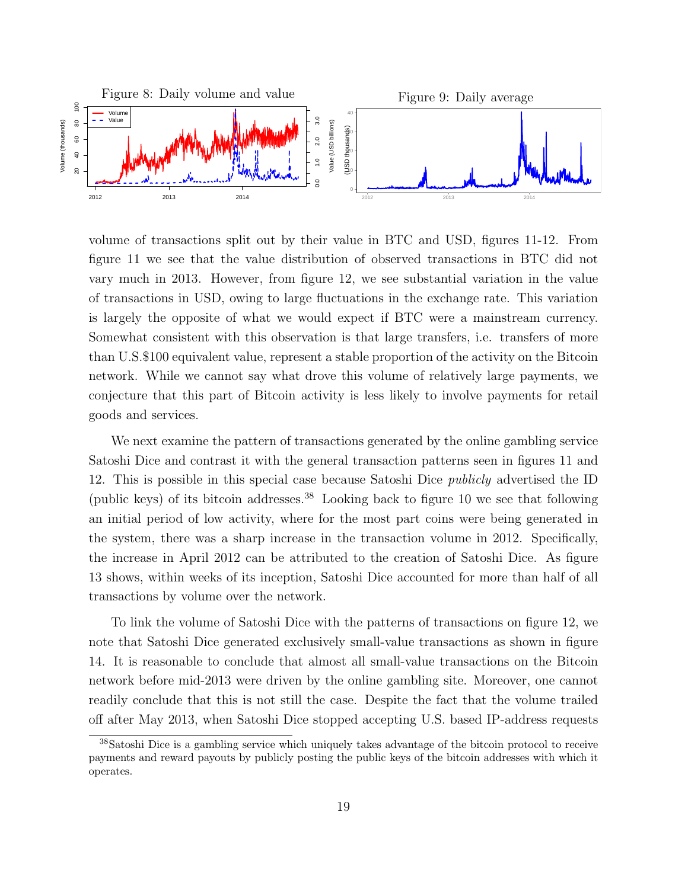Figure 8: Daily volume and value

Figure 9: Daily average

volume of transactions split out by their value in BTC and USD, figures 11-12. From figure 11 we see that the value distribution of observed transactions in BTC did not vary much in 2013. However, from figure 12, we see substantial variation in the value of transactions in USD, owing to large fluctuations in the exchange rate. This variation is largely the opposite of what we would expect if BTC were a mainstream currency. Somewhat consistent with this observation is that large transfers, i.e. transfers of more than U.S.$100 equivalent value, represent a stable proportion of the activity on the Bitcoin network. While we cannot say what drove this volume of relatively large payments, we conjecture that this part of Bitcoin activity is less likely to involve payments for retail goods and services.

We next examine the pattern of transactions generated by the online gambling service Satoshi Dice and contrast it with the general transaction patterns seen in figures 11 and 12. This is possible in this special case because Satoshi Dice *publicly* advertised the ID (public keys) of its bitcoin addresses.[38] Looking back to figure 10 we see that following an initial period of low activity, where for the most part coins were being generated in the system, there was a sharp increase in the transaction volume in 2012. Specifically, the increase in April 2012 can be attributed to the creation of Satoshi Dice. As figure 13 shows, within weeks of its inception, Satoshi Dice accounted for more than half of all transactions by volume over the network.

To link the volume of Satoshi Dice with the patterns of transactions on figure 12, we note that Satoshi Dice generated exclusively small-value transactions as shown in figure 14. It is reasonable to conclude that almost all small-value transactions on the Bitcoin network before mid-2013 were driven by the online gambling site. Moreover, one cannot readily conclude that this is not still the case. Despite the fact that the volume trailed off after May 2013, when Satoshi Dice stopped accepting U.S. based IP-address requests

[38] Satoshi Dice is a gambling service which uniquely takes advantage of the bitcoin protocol to receive payments and reward payouts by publicly posting the public keys of the bitcoin addresses with which it operates.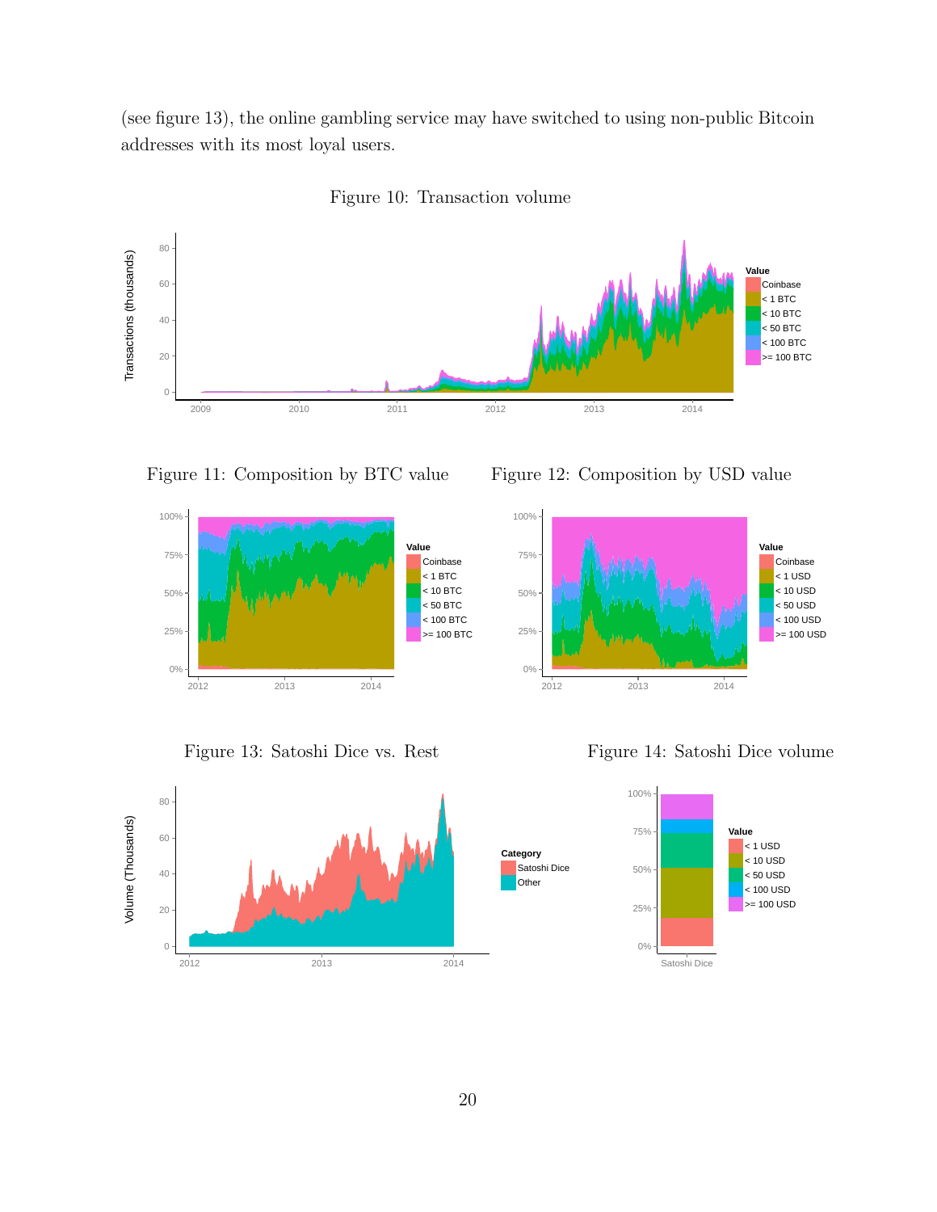(see figure 13), the online gambling service may have switched to using non-public Bitcoin addresses with its most loyal users.

Figure 10: Transaction volume

Figure 11: Composition by BTC value

Figure 12: Composition by USD value

Figure 13: Satoshi Dice vs. Rest

Figure 14: Satoshi Dice volume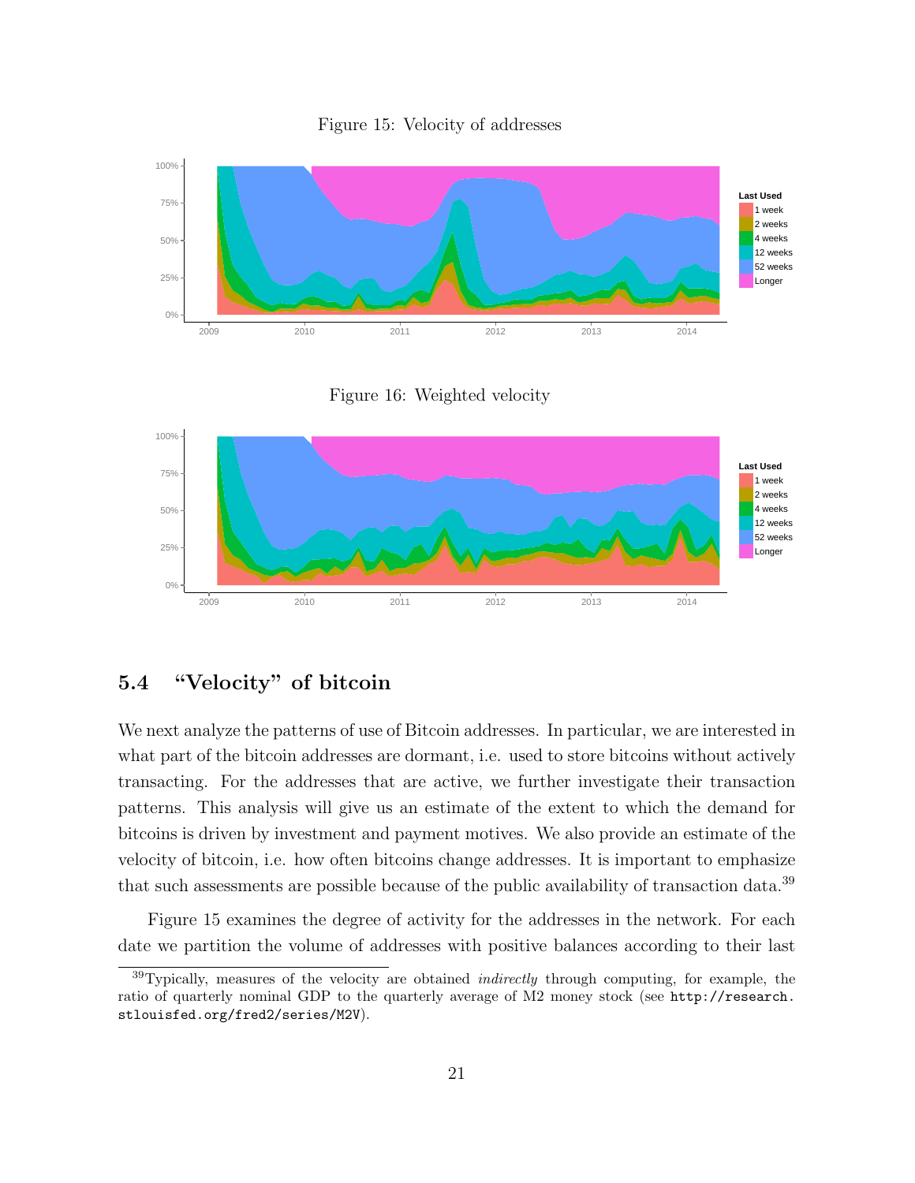Figure 15: Velocity of addresses

Figure 16: Weighted velocity

### 5.4 "Velocity" of bitcoin

We next analyze the patterns of use of Bitcoin addresses. In particular, we are interested in what part of the bitcoin addresses are dormant, i.e. used to store bitcoins without actively transacting. For the addresses that are active, we further investigate their transaction patterns. This analysis will give us an estimate of the extent to which the demand for bitcoins is driven by investment and payment motives. We also provide an estimate of the velocity of bitcoin, i.e. how often bitcoins change addresses. It is important to emphasize that such assessments are possible because of the public availability of transaction data.[39]

Figure 15 examines the degree of activity for the addresses in the network. For each date we partition the volume of addresses with positive balances according to their last

[39] Typically, measures of the velocity are obtained *indirectly* through computing, for example, the ratio of quarterly nominal GDP to the quarterly average of M2 money stock (see http://research.stlouisfed.org/fred2/series/M2V).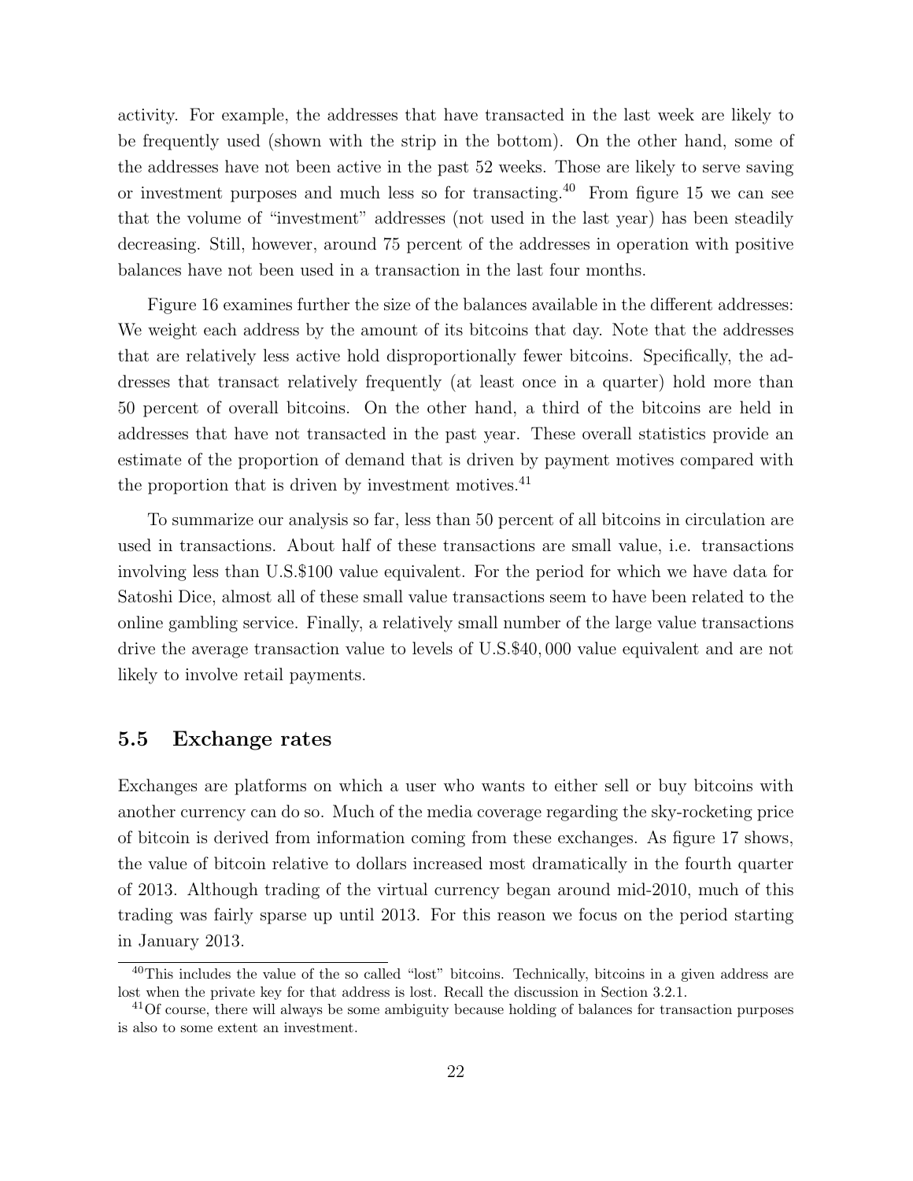activity. For example, the addresses that have transacted in the last week are likely to be frequently used (shown with the strip in the bottom). On the other hand, some of the addresses have not been active in the past 52 weeks. Those are likely to serve saving or investment purposes and much less so for transacting.[40] From figure 15 we can see that the volume of "investment" addresses (not used in the last year) has been steadily decreasing. Still, however, around 75 percent of the addresses in operation with positive balances have not been used in a transaction in the last four months.

Figure 16 examines further the size of the balances available in the different addresses: We weight each address by the amount of its bitcoins that day. Note that the addresses that are relatively less active hold disproportionally fewer bitcoins. Specifically, the addresses that transact relatively frequently (at least once in a quarter) hold more than 50 percent of overall bitcoins. On the other hand, a third of the bitcoins are held in addresses that have not transacted in the past year. These overall statistics provide an estimate of the proportion of demand that is driven by payment motives compared with the proportion that is driven by investment motives.[41]

To summarize our analysis so far, less than 50 percent of all bitcoins in circulation are used in transactions. About half of these transactions are small value, i.e. transactions involving less than U.S.$100 value equivalent. For the period for which we have data for Satoshi Dice, almost all of these small value transactions seem to have been related to the online gambling service. Finally, a relatively small number of the large value transactions drive the average transaction value to levels of U.S.$40,000 value equivalent and are not likely to involve retail payments.

## 5.5 Exchange rates

Exchanges are platforms on which a user who wants to either sell or buy bitcoins with another currency can do so. Much of the media coverage regarding the sky-rocketing price of bitcoin is derived from information coming from these exchanges. As figure 17 shows, the value of bitcoin relative to dollars increased most dramatically in the fourth quarter of 2013. Although trading of the virtual currency began around mid-2010, much of this trading was fairly sparse up until 2013. For this reason we focus on the period starting in January 2013.

[40] This includes the value of the so called "lost" bitcoins. Technically, bitcoins in a given address are lost when the private key for that address is lost. Recall the discussion in Section 3.2.1.

[41] Of course, there will always be some ambiguity because holding of balances for transaction purposes is also to some extent an investment.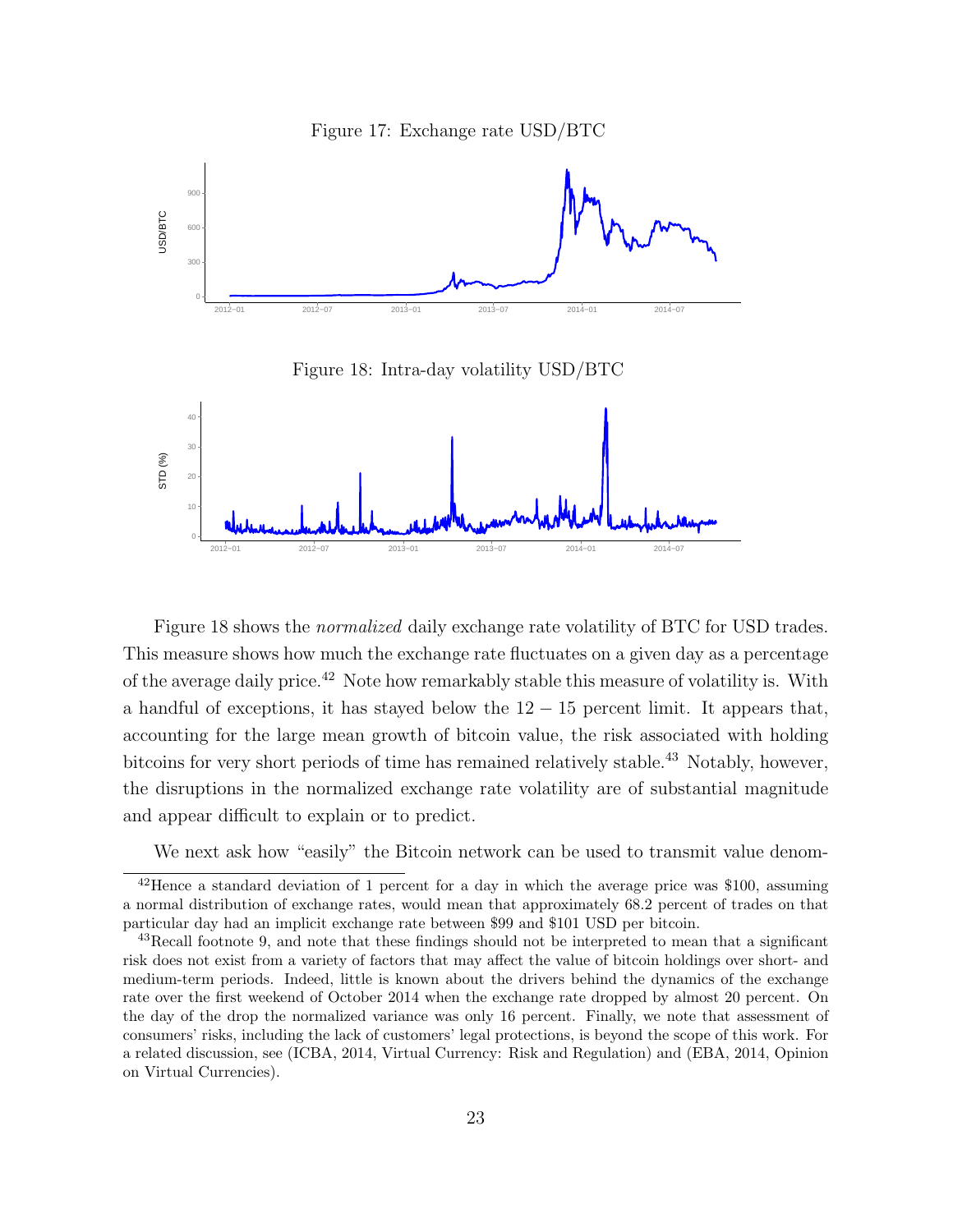Figure 17: Exchange rate USD/BTC

Figure 18: Intra-day volatility USD/BTC

Figure 18 shows the *normalized* daily exchange rate volatility of BTC for USD trades. This measure shows how much the exchange rate fluctuates on a given day as a percentage of the average daily price.[42] Note how remarkably stable this measure of volatility is. With a handful of exceptions, it has stayed below the $12-15$ percent limit. It appears that, accounting for the large mean growth of bitcoin value, the risk associated with holding bitcoins for very short periods of time has remained relatively stable.[43] Notably, however, the disruptions in the normalized exchange rate volatility are of substantial magnitude and appear difficult to explain or to predict.

We next ask how "easily" the Bitcoin network can be used to transmit value denom-

[42]Hence a standard deviation of 1 percent for a day in which the average price was $100, assuming a normal distribution of exchange rates, would mean that approximately 68.2 percent of trades on that particular day had an implicit exchange rate between $99 and $101 USD per bitcoin.

[43]Recall footnote 9, and note that these findings should not be interpreted to mean that a significant risk does not exist from a variety of factors that may affect the value of bitcoin holdings over short- and medium-term periods. Indeed, little is known about the drivers behind the dynamics of the exchange rate over the first weekend of October 2014 when the exchange rate dropped by almost 20 percent. On the day of the drop the normalized variance was only 16 percent. Finally, we note that assessment of consumers' risks, including the lack of customers' legal protections, is beyond the scope of this work. For a related discussion, see (ICBA, 2014, Virtual Currency: Risk and Regulation) and (EBA, 2014, Opinion on Virtual Currencies).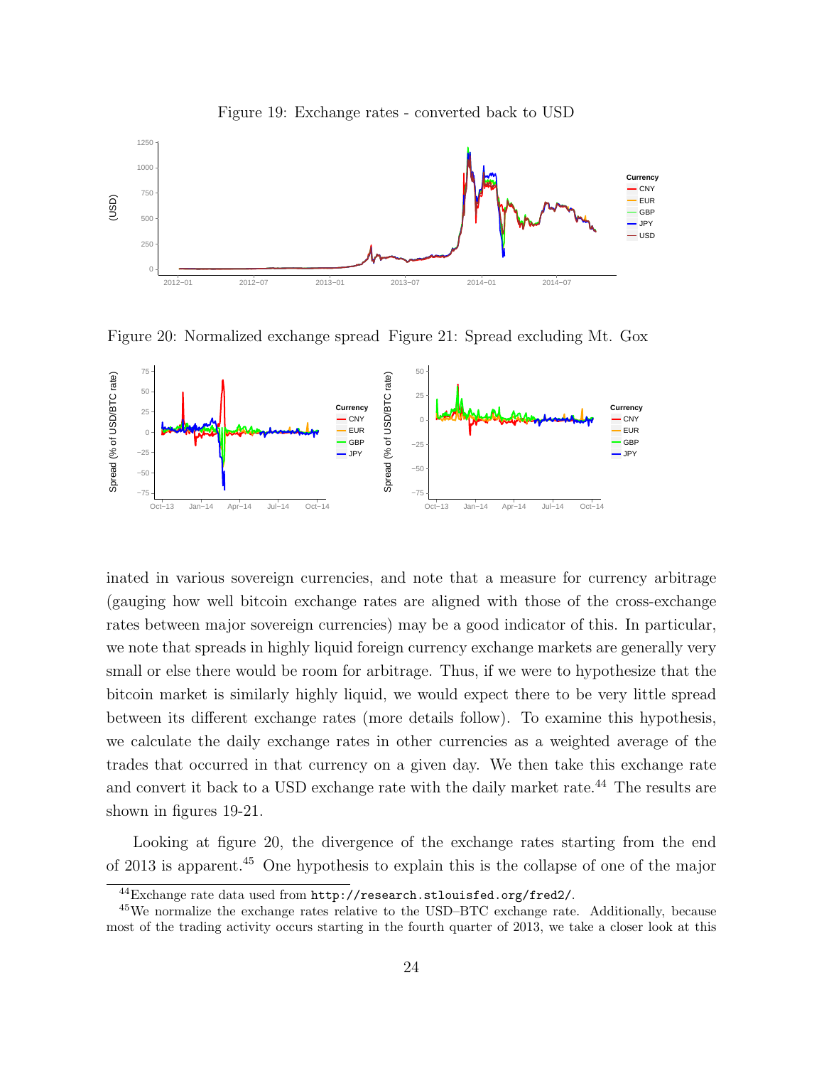Figure 19: Exchange rates - converted back to USD

Figure 20: Normalized exchange spread

Figure 21: Spread excluding Mt. Gox

inated in various sovereign currencies, and note that a measure for currency arbitrage (gauging how well bitcoin exchange rates are aligned with those of the cross-exchange rates between major sovereign currencies) may be a good indicator of this. In particular, we note that spreads in highly liquid foreign currency exchange markets are generally very small or else there would be room for arbitrage. Thus, if we were to hypothesize that the bitcoin market is similarly highly liquid, we would expect there to be very little spread between its different exchange rates (more details follow). To examine this hypothesis, we calculate the daily exchange rates in other currencies as a weighted average of the trades that occurred in that currency on a given day. We then take this exchange rate and convert it back to a USD exchange rate with the daily market rate.[44] The results are shown in figures 19-21.

Looking at figure 20, the divergence of the exchange rates starting from the end of 2013 is apparent.[45] One hypothesis to explain this is the collapse of one of the major

[44] Exchange rate data used from `http://research.stlouisfed.org/fred2/`.

[45] We normalize the exchange rates relative to the USD–BTC exchange rate. Additionally, because most of the trading activity occurs starting in the fourth quarter of 2013, we take a closer look at this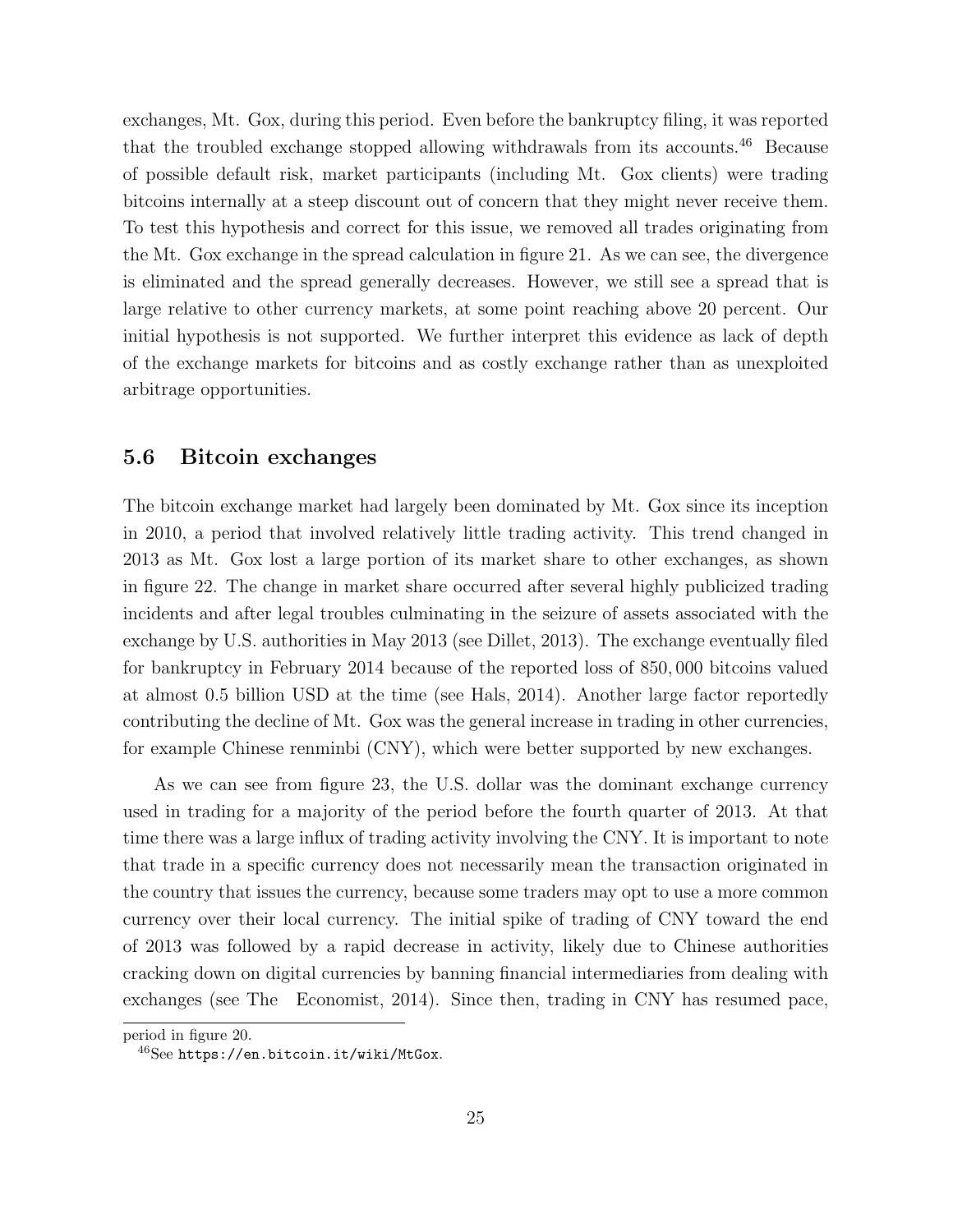exchanges, Mt. Gox, during this period. Even before the bankruptcy filing, it was reported that the troubled exchange stopped allowing withdrawals from its accounts.[46] Because of possible default risk, market participants (including Mt. Gox clients) were trading bitcoins internally at a steep discount out of concern that they might never receive them. To test this hypothesis and correct for this issue, we removed all trades originating from the Mt. Gox exchange in the spread calculation in figure 21. As we can see, the divergence is eliminated and the spread generally decreases. However, we still see a spread that is large relative to other currency markets, at some point reaching above 20 percent. Our initial hypothesis is not supported. We further interpret this evidence as lack of depth of the exchange markets for bitcoins and as costly exchange rather than as unexploited arbitrage opportunities.

## 5.6 Bitcoin exchanges

The bitcoin exchange market had largely been dominated by Mt. Gox since its inception in 2010, a period that involved relatively little trading activity. This trend changed in 2013 as Mt. Gox lost a large portion of its market share to other exchanges, as shown in figure 22. The change in market share occurred after several highly publicized trading incidents and after legal troubles culminating in the seizure of assets associated with the exchange by U.S. authorities in May 2013 (see Dillet, 2013). The exchange eventually filed for bankruptcy in February 2014 because of the reported loss of 850,000 bitcoins valued at almost 0.5 billion USD at the time (see Hals, 2014). Another large factor reportedly contributing the decline of Mt. Gox was the general increase in trading in other currencies, for example Chinese renminbi (CNY), which were better supported by new exchanges.

As we can see from figure 23, the U.S. dollar was the dominant exchange currency used in trading for a majority of the period before the fourth quarter of 2013. At that time there was a large influx of trading activity involving the CNY. It is important to note that trade in a specific currency does not necessarily mean the transaction originated in the country that issues the currency, because some traders may opt to use a more common currency over their local currency. The initial spike of trading of CNY toward the end of 2013 was followed by a rapid decrease in activity, likely due to Chinese authorities cracking down on digital currencies by banning financial intermediaries from dealing with exchanges (see The Economist, 2014). Since then, trading in CNY has resumed pace,

period in figure 20.

[46] See https://en.bitcoin.it/wiki/MtGox.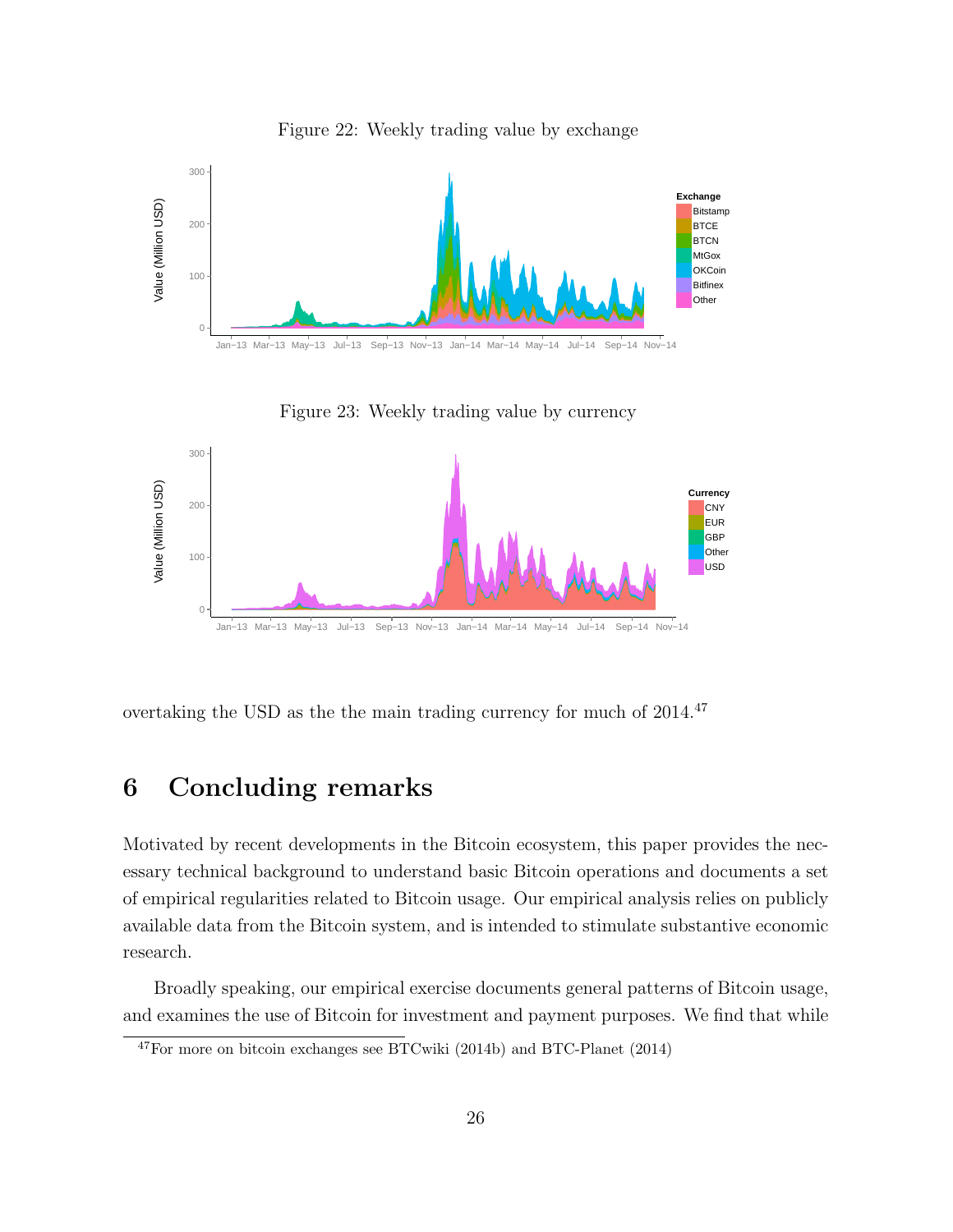Figure 22: Weekly trading value by exchange

Figure 23: Weekly trading value by currency

overtaking the USD as the the main trading currency for much of 2014.[47]

# 6 Concluding remarks

Motivated by recent developments in the Bitcoin ecosystem, this paper provides the necessary technical background to understand basic Bitcoin operations and documents a set of empirical regularities related to Bitcoin usage. Our empirical analysis relies on publicly available data from the Bitcoin system, and is intended to stimulate substantive economic research.

Broadly speaking, our empirical exercise documents general patterns of Bitcoin usage, and examines the use of Bitcoin for investment and payment purposes. We find that while

[47] For more on bitcoin exchanges see BTCwiki (2014b) and BTC-Planet (2014)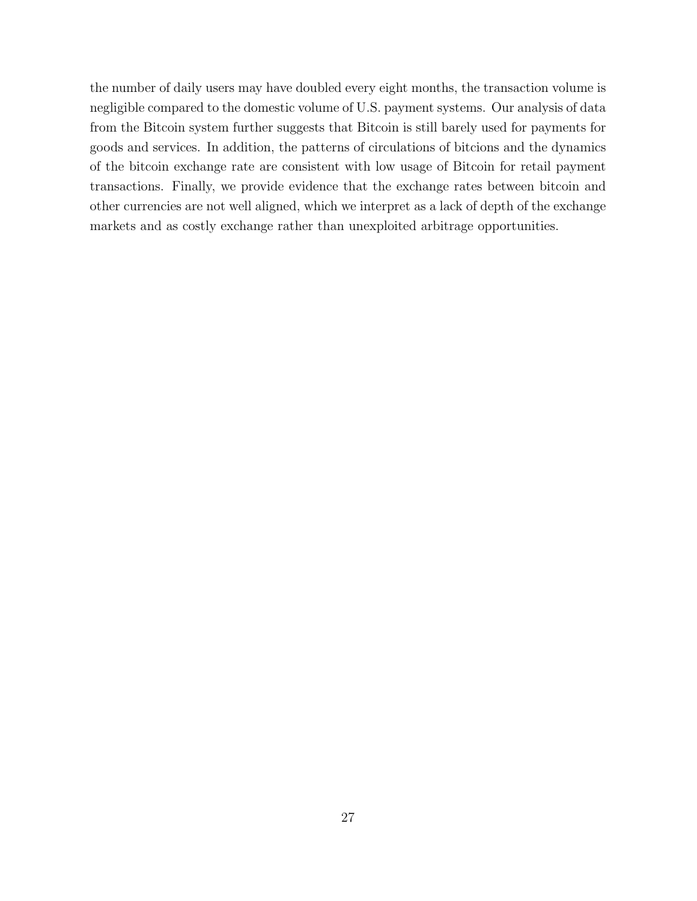the number of daily users may have doubled every eight months, the transaction volume is negligible compared to the domestic volume of U.S. payment systems. Our analysis of data from the Bitcoin system further suggests that Bitcoin is still barely used for payments for goods and services. In addition, the patterns of circulations of bitcions and the dynamics of the bitcoin exchange rate are consistent with low usage of Bitcoin for retail payment transactions. Finally, we provide evidence that the exchange rates between bitcoin and other currencies are not well aligned, which we interpret as a lack of depth of the exchange markets and as costly exchange rather than unexploited arbitrage opportunities.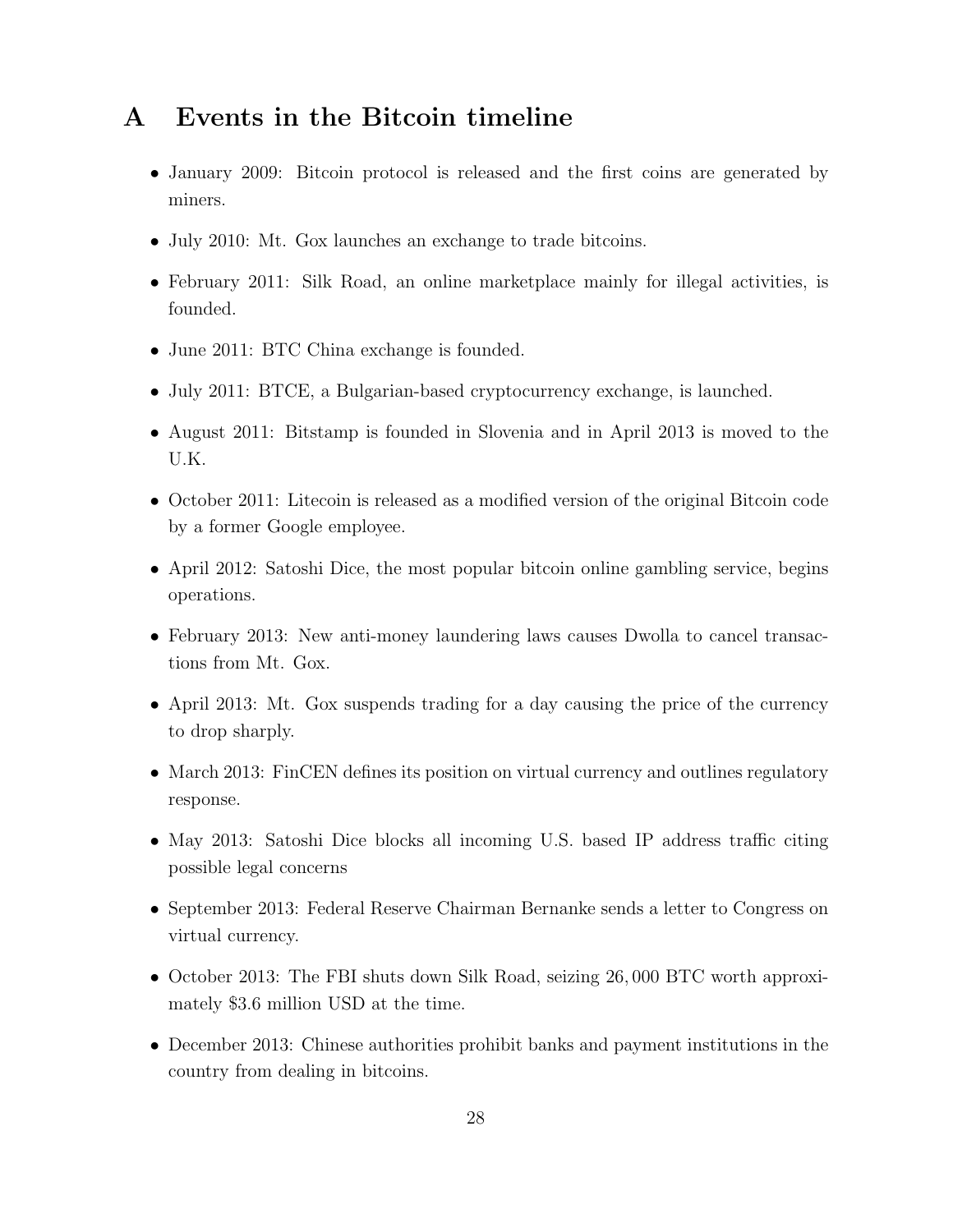# A Events in the Bitcoin timeline

- January 2009: Bitcoin protocol is released and the first coins are generated by miners.
- July 2010: Mt. Gox launches an exchange to trade bitcoins.
- February 2011: Silk Road, an online marketplace mainly for illegal activities, is founded.
- June 2011: BTC China exchange is founded.
- July 2011: BTCE, a Bulgarian-based cryptocurrency exchange, is launched.
- August 2011: Bitstamp is founded in Slovenia and in April 2013 is moved to the U.K.
- October 2011: Litecoin is released as a modified version of the original Bitcoin code by a former Google employee.
- April 2012: Satoshi Dice, the most popular bitcoin online gambling service, begins operations.
- February 2013: New anti-money laundering laws causes Dwolla to cancel transactions from Mt. Gox.
- April 2013: Mt. Gox suspends trading for a day causing the price of the currency to drop sharply.
- March 2013: FinCEN defines its position on virtual currency and outlines regulatory response.
- May 2013: Satoshi Dice blocks all incoming U.S. based IP address traffic citing possible legal concerns
- September 2013: Federal Reserve Chairman Bernanke sends a letter to Congress on virtual currency.
- October 2013: The FBI shuts down Silk Road, seizing $26,000$ BTC worth approximately \$3.6 million USD at the time.
- December 2013: Chinese authorities prohibit banks and payment institutions in the country from dealing in bitcoins.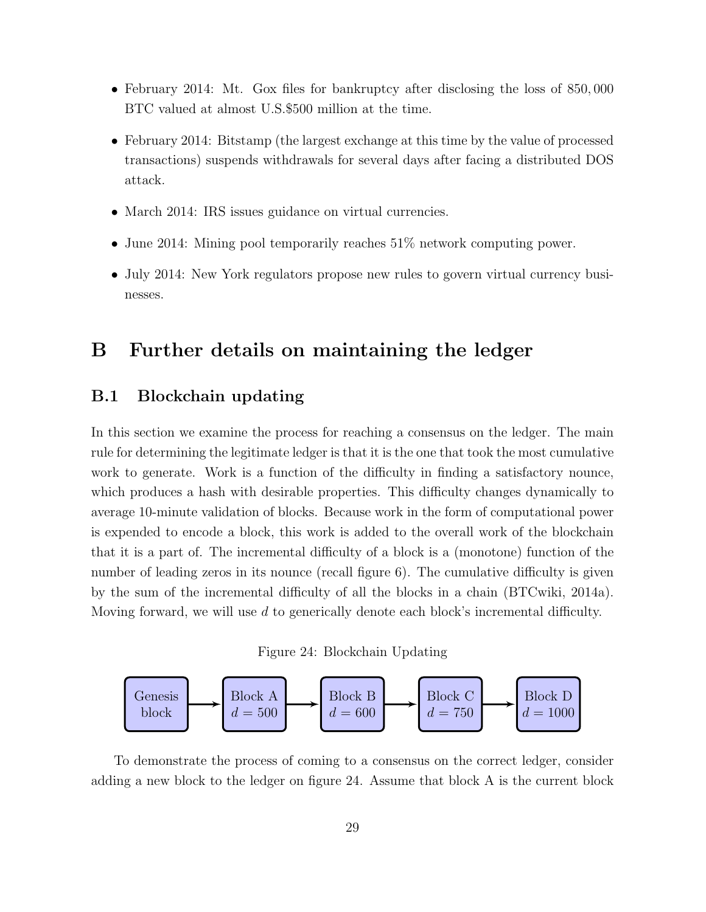- February 2014: Mt. Gox files for bankruptcy after disclosing the loss of 850,000 BTC valued at almost U.S.$500 million at the time.
- February 2014: Bitstamp (the largest exchange at this time by the value of processed transactions) suspends withdrawals for several days after facing a distributed DOS attack.
- March 2014: IRS issues guidance on virtual currencies.
- June 2014: Mining pool temporarily reaches 51% network computing power.
- July 2014: New York regulators propose new rules to govern virtual currency businesses.

# B Further details on maintaining the ledger

## B.1 Blockchain updating

In this section we examine the process for reaching a consensus on the ledger. The main rule for determining the legitimate ledger is that it is the one that took the most cumulative work to generate. Work is a function of the difficulty in finding a satisfactory nounce, which produces a hash with desirable properties. This difficulty changes dynamically to average 10-minute validation of blocks. Because work in the form of computational power is expended to encode a block, this work is added to the overall work of the blockchain that it is a part of. The incremental difficulty of a block is a (monotone) function of the number of leading zeros in its nounce (recall figure 6). The cumulative difficulty is given by the sum of the incremental difficulty of all the blocks in a chain (BTCwiki, 2014a). Moving forward, we will use $d$ to generically denote each block's incremental difficulty.

Figure 24: Blockchain Updating

Genesis block → Block A $d = 500$ → Block B $d = 600$ → Block C $d = 750$ → Block D $d = 1000$

To demonstrate the process of coming to a consensus on the correct ledger, consider adding a new block to the ledger on figure 24. Assume that block A is the current block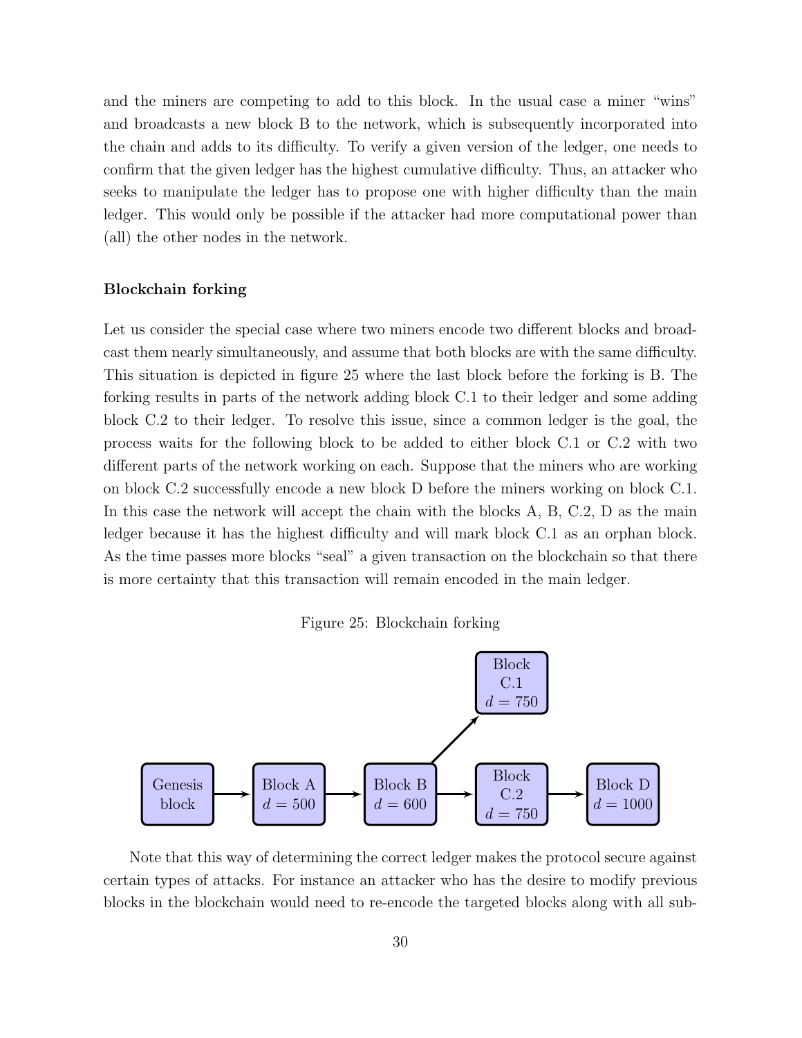and the miners are competing to add to this block. In the usual case a miner "wins" and broadcasts a new block B to the network, which is subsequently incorporated into the chain and adds to its difficulty. To verify a given version of the ledger, one needs to confirm that the given ledger has the highest cumulative difficulty. Thus, an attacker who seeks to manipulate the ledger has to propose one with higher difficulty than the main ledger. This would only be possible if the attacker had more computational power than (all) the other nodes in the network.

**Blockchain forking**

Let us consider the special case where two miners encode two different blocks and broadcast them nearly simultaneously, and assume that both blocks are with the same difficulty. This situation is depicted in figure 25 where the last block before the forking is B. The forking results in parts of the network adding block C.1 to their ledger and some adding block C.2 to their ledger. To resolve this issue, since a common ledger is the goal, the process waits for the following block to be added to either block C.1 or C.2 with two different parts of the network working on each. Suppose that the miners who are working on block C.2 successfully encode a new block D before the miners working on block C.1. In this case the network will accept the chain with the blocks A, B, C.2, D as the main ledger because it has the highest difficulty and will mark block C.1 as an orphan block. As the time passes more blocks "seal" a given transaction on the blockchain so that there is more certainty that this transaction will remain encoded in the main ledger.

Figure 25: Blockchain forking

Genesis block → Block A $d = 500$ → Block B $d = 600$ → Block C.2 $d = 750$ → Block D $d = 1000$

Block B → Block C.1 $d = 750$

Note that this way of determining the correct ledger makes the protocol secure against certain types of attacks. For instance an attacker who has the desire to modify previous blocks in the blockchain would need to re-encode the targeted blocks along with all sub-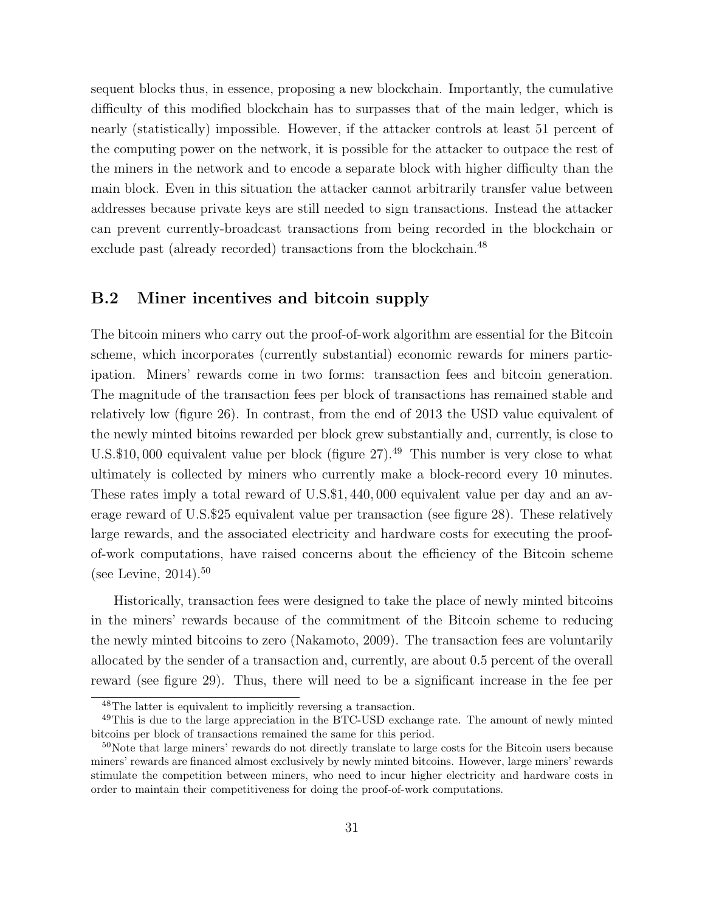sequent blocks thus, in essence, proposing a new blockchain. Importantly, the cumulative difficulty of this modified blockchain has to surpasses that of the main ledger, which is nearly (statistically) impossible. However, if the attacker controls at least 51 percent of the computing power on the network, it is possible for the attacker to outpace the rest of the miners in the network and to encode a separate block with higher difficulty than the main block. Even in this situation the attacker cannot arbitrarily transfer value between addresses because private keys are still needed to sign transactions. Instead the attacker can prevent currently-broadcast transactions from being recorded in the blockchain or exclude past (already recorded) transactions from the blockchain.[48]

## B.2 Miner incentives and bitcoin supply

The bitcoin miners who carry out the proof-of-work algorithm are essential for the Bitcoin scheme, which incorporates (currently substantial) economic rewards for miners participation. Miners' rewards come in two forms: transaction fees and bitcoin generation. The magnitude of the transaction fees per block of transactions has remained stable and relatively low (figure 26). In contrast, from the end of 2013 the USD value equivalent of the newly minted bitoins rewarded per block grew substantially and, currently, is close to U.S.\$10,000 equivalent value per block (figure 27).[49] This number is very close to what ultimately is collected by miners who currently make a block-record every 10 minutes. These rates imply a total reward of U.S.\$1,440,000 equivalent value per day and an average reward of U.S.\$25 equivalent value per transaction (see figure 28). These relatively large rewards, and the associated electricity and hardware costs for executing the proof-of-work computations, have raised concerns about the efficiency of the Bitcoin scheme (see Levine, 2014).[50]

Historically, transaction fees were designed to take the place of newly minted bitcoins in the miners' rewards because of the commitment of the Bitcoin scheme to reducing the newly minted bitcoins to zero (Nakamoto, 2009). The transaction fees are voluntarily allocated by the sender of a transaction and, currently, are about 0.5 percent of the overall reward (see figure 29). Thus, there will need to be a significant increase in the fee per

---

[48] The latter is equivalent to implicitly reversing a transaction.

[49] This is due to the large appreciation in the BTC-USD exchange rate. The amount of newly minted bitcoins per block of transactions remained the same for this period.

[50] Note that large miners' rewards do not directly translate to large costs for the Bitcoin users because miners' rewards are financed almost exclusively by newly minted bitcoins. However, large miners' rewards stimulate the competition between miners, who need to incur higher electricity and hardware costs in order to maintain their competitiveness for doing the proof-of-work computations.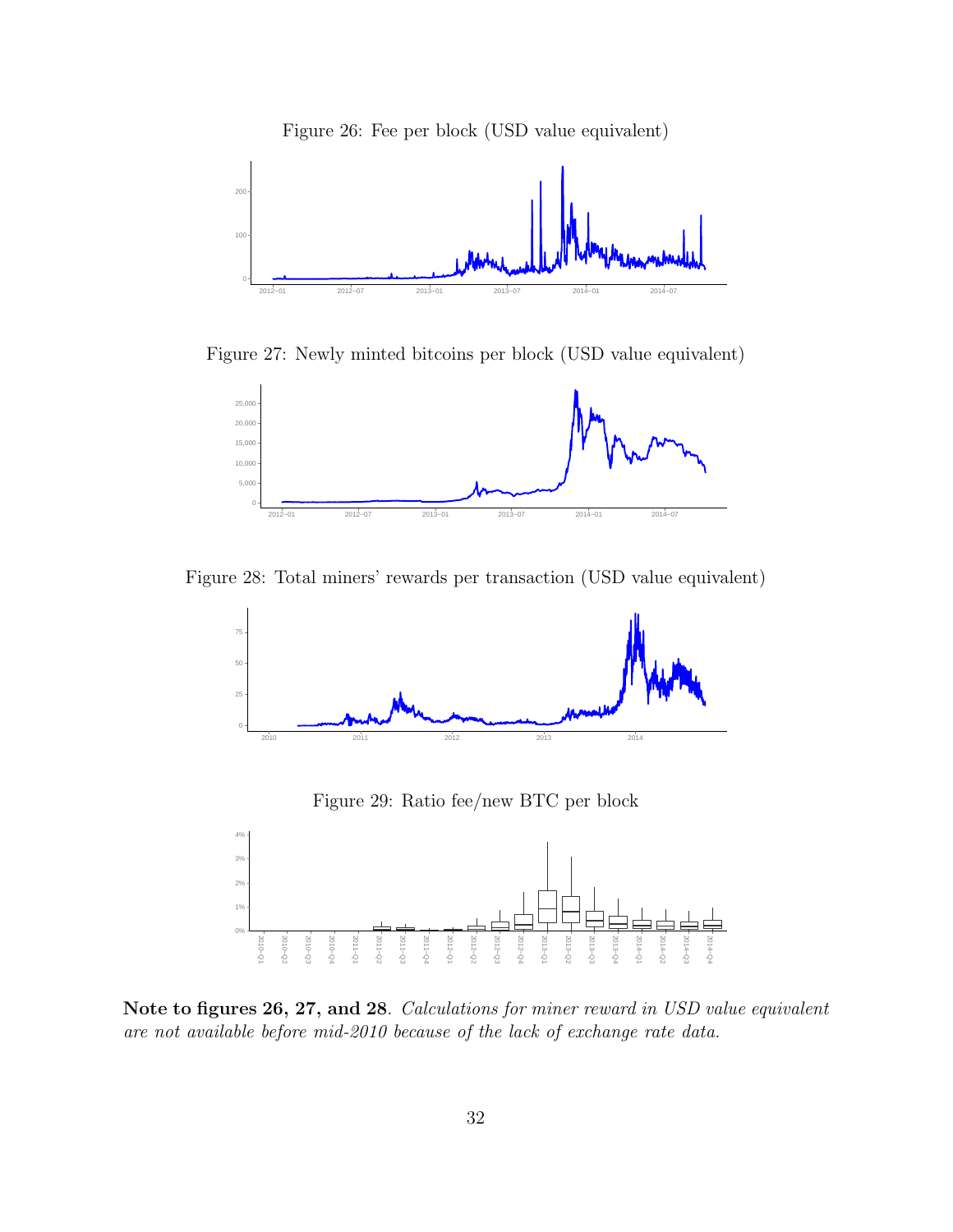Figure 26: Fee per block (USD value equivalent)

Figure 27: Newly minted bitcoins per block (USD value equivalent)

Figure 28: Total miners' rewards per transaction (USD value equivalent)

Figure 29: Ratio fee/new BTC per block

**Note to figures 26, 27, and 28**. *Calculations for miner reward in USD value equivalent are not available before mid-2010 because of the lack of exchange rate data.*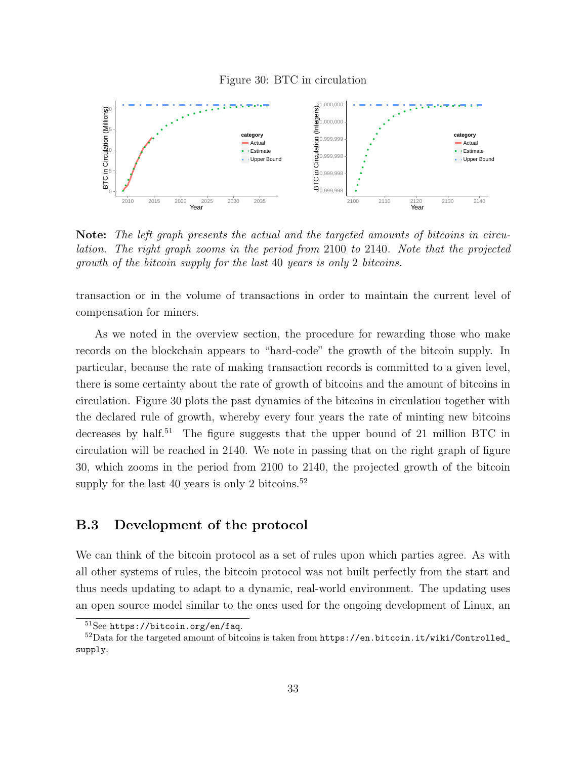Figure 30: BTC in circulation

**Note:** *The left graph presents the actual and the targeted amounts of bitcoins in circulation. The right graph zooms in the period from* 2100 *to* 2140*. Note that the projected growth of the bitcoin supply for the last* 40 *years is only* 2 *bitcoins.*

transaction or in the volume of transactions in order to maintain the current level of compensation for miners.

As we noted in the overview section, the procedure for rewarding those who make records on the blockchain appears to "hard-code" the growth of the bitcoin supply. In particular, because the rate of making transaction records is committed to a given level, there is some certainty about the rate of growth of bitcoins and the amount of bitcoins in circulation. Figure 30 plots the past dynamics of the bitcoins in circulation together with the declared rule of growth, whereby every four years the rate of minting new bitcoins decreases by half.[51] The figure suggests that the upper bound of 21 million BTC in circulation will be reached in 2140. We note in passing that on the right graph of figure 30, which zooms in the period from 2100 to 2140, the projected growth of the bitcoin supply for the last 40 years is only 2 bitcoins.[52]

## B.3 Development of the protocol

We can think of the bitcoin protocol as a set of rules upon which parties agree. As with all other systems of rules, the bitcoin protocol was not built perfectly from the start and thus needs updating to adapt to a dynamic, real-world environment. The updating uses an open source model similar to the ones used for the ongoing development of Linux, an

[51] See https://bitcoin.org/en/faq.

[52] Data for the targeted amount of bitcoins is taken from https://en.bitcoin.it/wiki/Controlled_supply.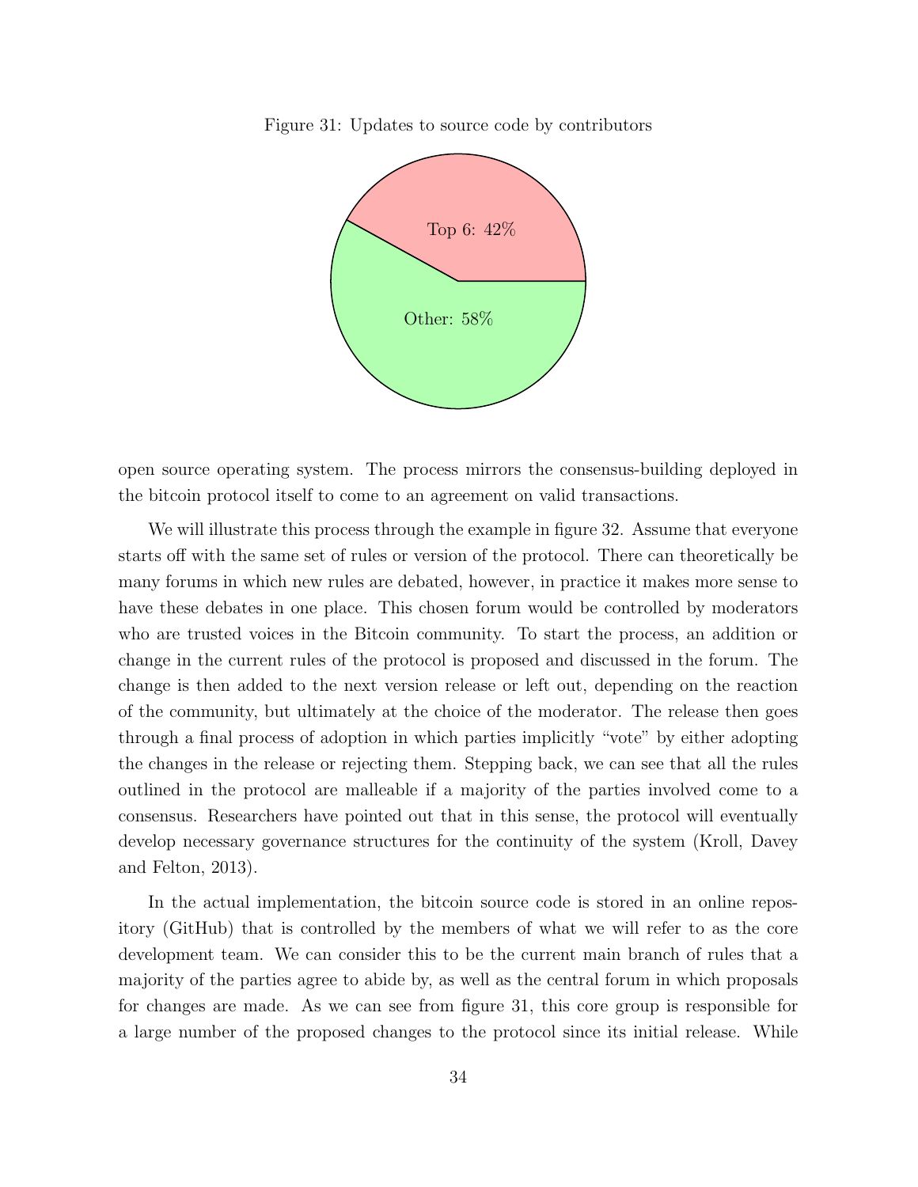Figure 31: Updates to source code by contributors

Top 6: 42%

Other: 58%

open source operating system. The process mirrors the consensus-building deployed in the bitcoin protocol itself to come to an agreement on valid transactions.

We will illustrate this process through the example in figure 32. Assume that everyone starts off with the same set of rules or version of the protocol. There can theoretically be many forums in which new rules are debated, however, in practice it makes more sense to have these debates in one place. This chosen forum would be controlled by moderators who are trusted voices in the Bitcoin community. To start the process, an addition or change in the current rules of the protocol is proposed and discussed in the forum. The change is then added to the next version release or left out, depending on the reaction of the community, but ultimately at the choice of the moderator. The release then goes through a final process of adoption in which parties implicitly "vote" by either adopting the changes in the release or rejecting them. Stepping back, we can see that all the rules outlined in the protocol are malleable if a majority of the parties involved come to a consensus. Researchers have pointed out that in this sense, the protocol will eventually develop necessary governance structures for the continuity of the system (Kroll, Davey and Felton, 2013).

In the actual implementation, the bitcoin source code is stored in an online repository (GitHub) that is controlled by the members of what we will refer to as the core development team. We can consider this to be the current main branch of rules that a majority of the parties agree to abide by, as well as the central forum in which proposals for changes are made. As we can see from figure 31, this core group is responsible for a large number of the proposed changes to the protocol since its initial release. While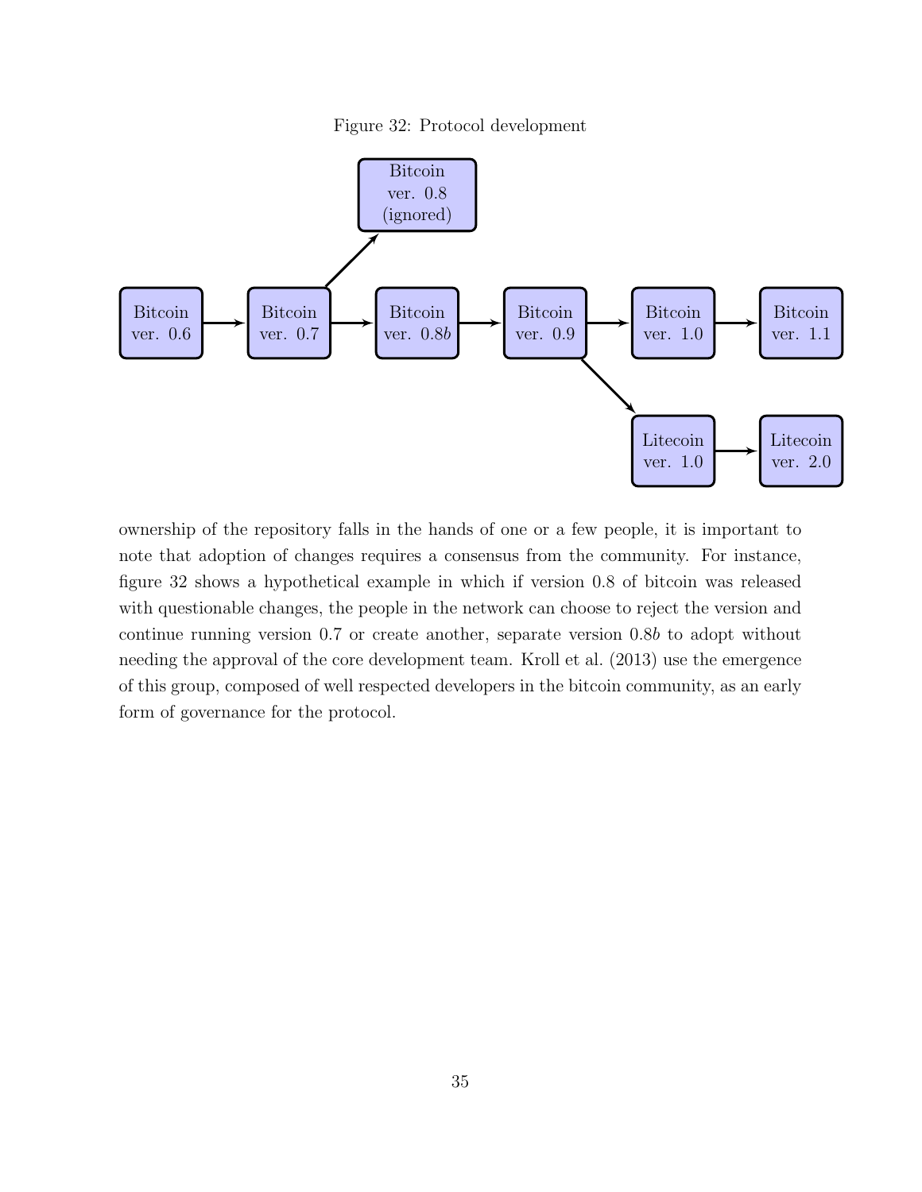Figure 32: Protocol development

ownership of the repository falls in the hands of one or a few people, it is important to note that adoption of changes requires a consensus from the community. For instance, figure 32 shows a hypothetical example in which if version 0.8 of bitcoin was released with questionable changes, the people in the network can choose to reject the version and continue running version 0.7 or create another, separate version 0.8*b* to adopt without needing the approval of the core development team. Kroll et al. (2013) use the emergence of this group, composed of well respected developers in the bitcoin community, as an early form of governance for the protocol.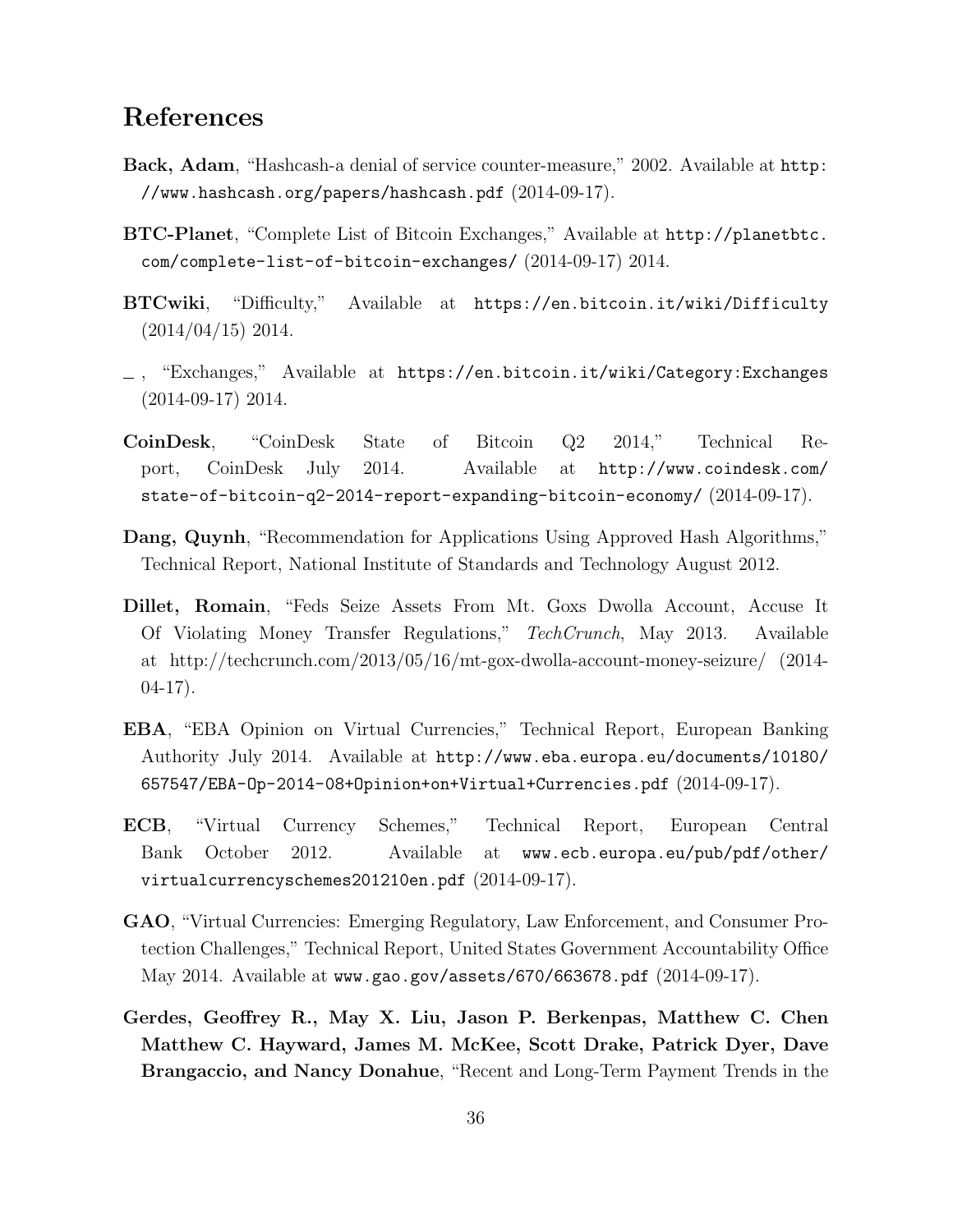# References

**Back, Adam**, "Hashcash-a denial of service counter-measure," 2002. Available at http://www.hashcash.org/papers/hashcash.pdf (2014-09-17).

**BTC-Planet**, "Complete List of Bitcoin Exchanges," Available at http://planetbtc.com/complete-list-of-bitcoin-exchanges/ (2014-09-17) 2014.

**BTCwiki**, "Difficulty," Available at https://en.bitcoin.it/wiki/Difficulty (2014/04/15) 2014.

_ , "Exchanges," Available at https://en.bitcoin.it/wiki/Category:Exchanges (2014-09-17) 2014.

**CoinDesk**, "CoinDesk State of Bitcoin Q2 2014," Technical Report, CoinDesk July 2014. Available at http://www.coindesk.com/state-of-bitcoin-q2-2014-report-expanding-bitcoin-economy/ (2014-09-17).

**Dang, Quynh**, "Recommendation for Applications Using Approved Hash Algorithms," Technical Report, National Institute of Standards and Technology August 2012.

**Dillet, Romain**, "Feds Seize Assets From Mt. Goxs Dwolla Account, Accuse It Of Violating Money Transfer Regulations," *TechCrunch*, May 2013. Available at http://techcrunch.com/2013/05/16/mt-gox-dwolla-account-money-seizure/ (2014-04-17).

**EBA**, "EBA Opinion on Virtual Currencies," Technical Report, European Banking Authority July 2014. Available at http://www.eba.europa.eu/documents/10180/657547/EBA-Op-2014-08+Opinion+on+Virtual+Currencies.pdf (2014-09-17).

**ECB**, "Virtual Currency Schemes," Technical Report, European Central Bank October 2012. Available at www.ecb.europa.eu/pub/pdf/other/virtualcurrencyschemes201210en.pdf (2014-09-17).

**GAO**, "Virtual Currencies: Emerging Regulatory, Law Enforcement, and Consumer Protection Challenges," Technical Report, United States Government Accountability Office May 2014. Available at www.gao.gov/assets/670/663678.pdf (2014-09-17).

**Gerdes, Geoffrey R., May X. Liu, Jason P. Berkenpas, Matthew C. Chen Matthew C. Hayward, James M. McKee, Scott Drake, Patrick Dyer, Dave Brangaccio, and Nancy Donahue**, "Recent and Long-Term Payment Trends in the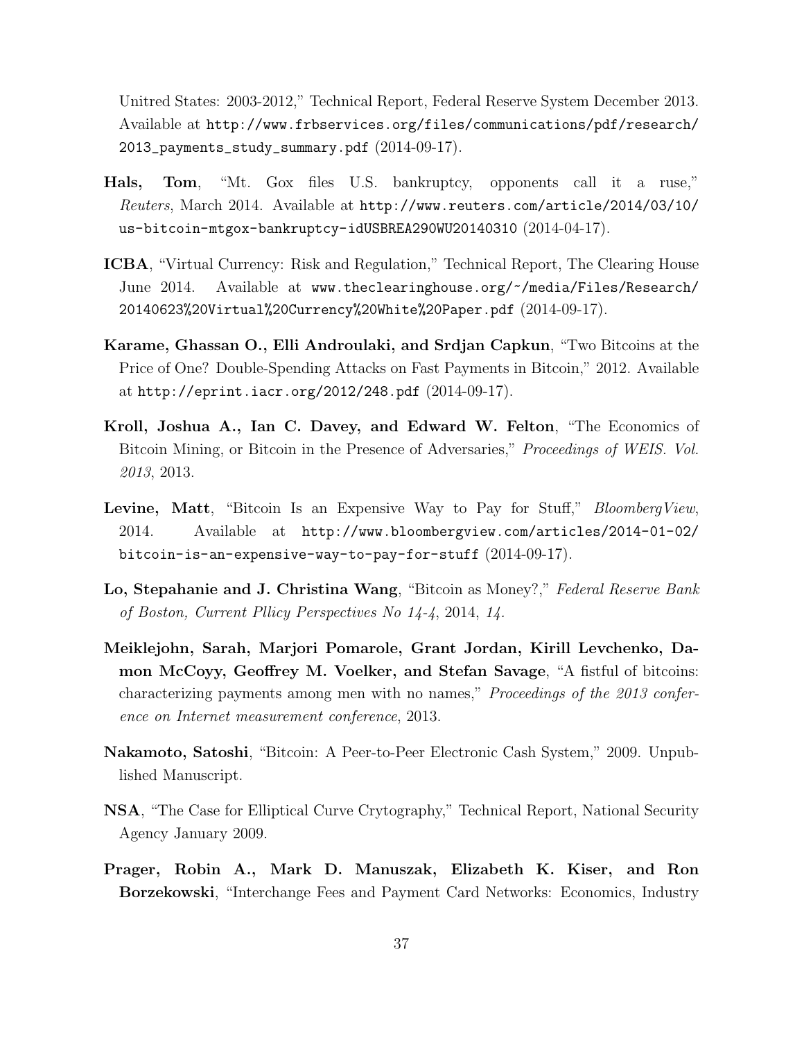Unitred States: 2003-2012," Technical Report, Federal Reserve System December 2013. Available at http://www.frbservices.org/files/communications/pdf/research/2013_payments_study_summary.pdf (2014-09-17).

**Hals, Tom**, "Mt. Gox files U.S. bankruptcy, opponents call it a ruse," *Reuters*, March 2014. Available at http://www.reuters.com/article/2014/03/10/us-bitcoin-mtgox-bankruptcy-idUSBREA290WU20140310 (2014-04-17).

**ICBA**, "Virtual Currency: Risk and Regulation," Technical Report, The Clearing House June 2014. Available at www.theclearinghouse.org/~/media/Files/Research/20140623%20Virtual%20Currency%20White%20Paper.pdf (2014-09-17).

**Karame, Ghassan O., Elli Androulaki, and Srdjan Capkun**, "Two Bitcoins at the Price of One? Double-Spending Attacks on Fast Payments in Bitcoin," 2012. Available at http://eprint.iacr.org/2012/248.pdf (2014-09-17).

**Kroll, Joshua A., Ian C. Davey, and Edward W. Felton**, "The Economics of Bitcoin Mining, or Bitcoin in the Presence of Adversaries," *Proceedings of WEIS. Vol. 2013*, 2013.

**Levine, Matt**, "Bitcoin Is an Expensive Way to Pay for Stuff," *BloombergView*, 2014. Available at http://www.bloombergview.com/articles/2014-01-02/bitcoin-is-an-expensive-way-to-pay-for-stuff (2014-09-17).

**Lo, Stepahanie and J. Christina Wang**, "Bitcoin as Money?," *Federal Reserve Bank of Boston, Current Pllicy Perspectives No 14-4*, 2014, *14.*

**Meiklejohn, Sarah, Marjori Pomarole, Grant Jordan, Kirill Levchenko, Damon McCoyy, Geoffrey M. Voelker, and Stefan Savage**, "A fistful of bitcoins: characterizing payments among men with no names," *Proceedings of the 2013 conference on Internet measurement conference*, 2013.

**Nakamoto, Satoshi**, "Bitcoin: A Peer-to-Peer Electronic Cash System," 2009. Unpublished Manuscript.

**NSA**, "The Case for Elliptical Curve Crytography," Technical Report, National Security Agency January 2009.

**Prager, Robin A., Mark D. Manuszak, Elizabeth K. Kiser, and Ron Borzekowski**, "Interchange Fees and Payment Card Networks: Economics, Industry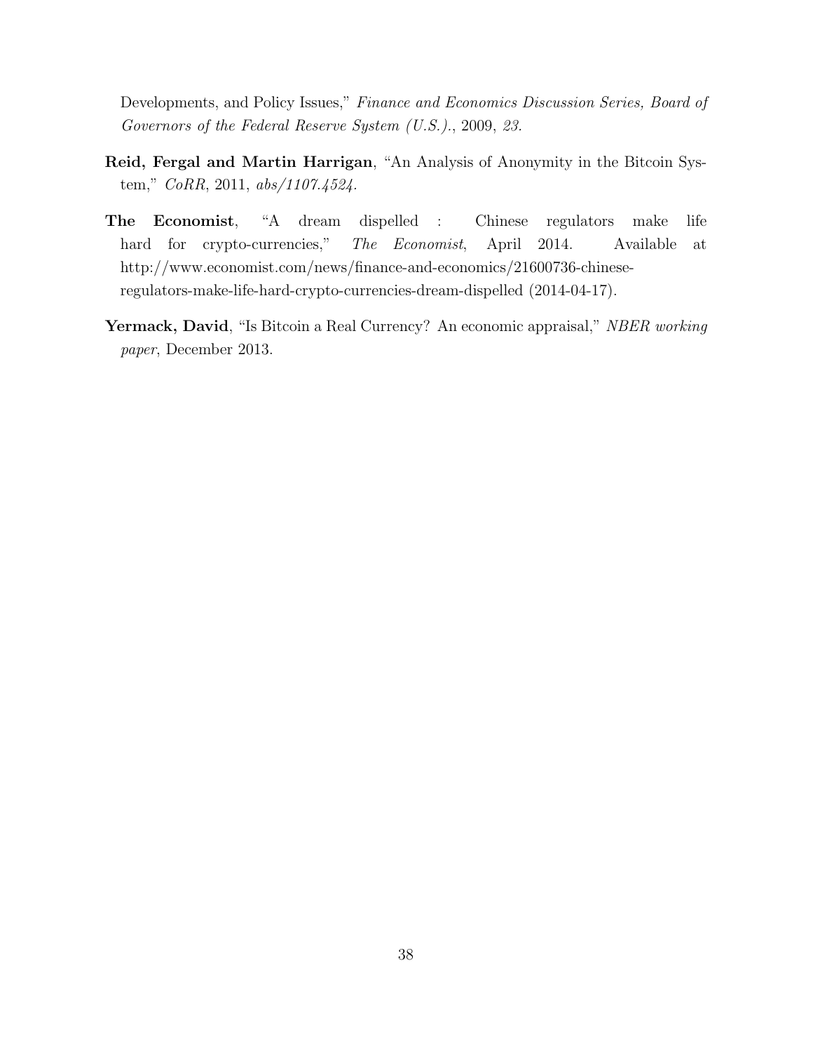Developments, and Policy Issues," *Finance and Economics Discussion Series, Board of Governors of the Federal Reserve System (U.S.).*, 2009, *23.*

**Reid, Fergal and Martin Harrigan**, "An Analysis of Anonymity in the Bitcoin System," *CoRR*, 2011, *abs/1107.4524.*

**The Economist**, "A dream dispelled : Chinese regulators make life hard for crypto-currencies," *The Economist*, April 2014. Available at http://www.economist.com/news/finance-and-economics/21600736-chinese-regulators-make-life-hard-crypto-currencies-dream-dispelled (2014-04-17).

**Yermack, David**, "Is Bitcoin a Real Currency? An economic appraisal," *NBER working paper*, December 2013.